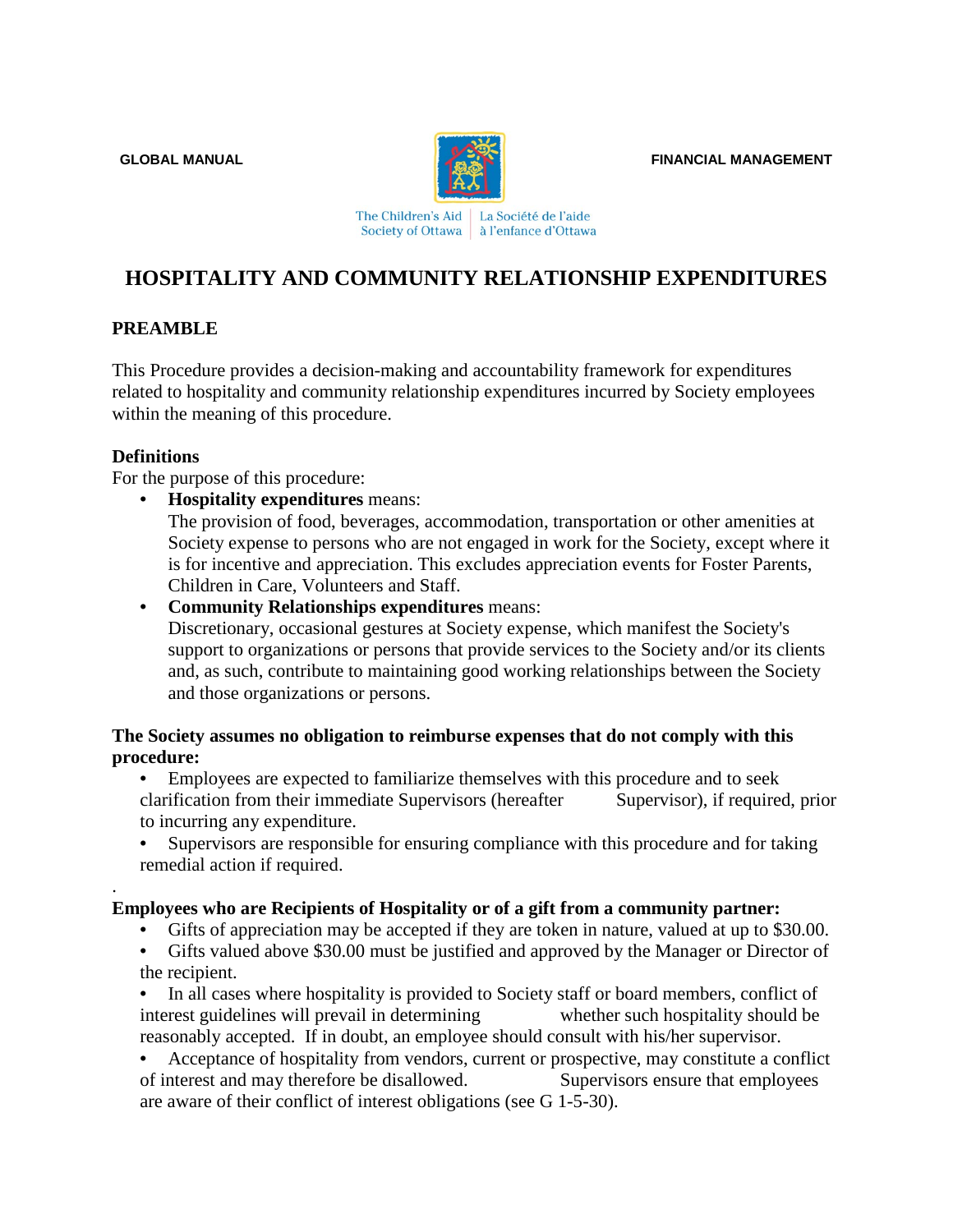GLOBAL MANUAL

FINANCIAL MANAGEMENT

The Children's Aid Society of Ottawa | La Société de l'aide à l'enfance d'Ottawa

# HOSPITALITY AND COMMUNITY RELATIONSHIP EXPENDITURES

## PREAMBLE

This Procedure provides a decision-making and accountability framework for expenditures related to hospitality and community relationship expenditures incurred by Society employees within the meaning of this procedure.

**Definitions**

For the purpose of this procedure:

- **Hospitality expenditures** means:
  The provision of food, beverages, accommodation, transportation or other amenities at Society expense to persons who are not engaged in work for the Society, except where it is for incentive and appreciation. This excludes appreciation events for Foster Parents, Children in Care, Volunteers and Staff.
- **Community Relationships expenditures** means:
  Discretionary, occasional gestures at Society expense, which manifest the Society's support to organizations or persons that provide services to the Society and/or its clients and, as such, contribute to maintaining good working relationships between the Society and those organizations or persons.

**The Society assumes no obligation to reimburse expenses that do not comply with this procedure:**

- Employees are expected to familiarize themselves with this procedure and to seek clarification from their immediate Supervisors (hereafter Supervisor), if required, prior to incurring any expenditure.
- Supervisors are responsible for ensuring compliance with this procedure and for taking remedial action if required.

.

**Employees who are Recipients of Hospitality or of a gift from a community partner:**

- Gifts of appreciation may be accepted if they are token in nature, valued at up to $30.00.
- Gifts valued above $30.00 must be justified and approved by the Manager or Director of the recipient.
- In all cases where hospitality is provided to Society staff or board members, conflict of interest guidelines will prevail in determining whether such hospitality should be reasonably accepted. If in doubt, an employee should consult with his/her supervisor.
- Acceptance of hospitality from vendors, current or prospective, may constitute a conflict of interest and may therefore be disallowed. Supervisors ensure that employees are aware of their conflict of interest obligations (see G 1-5-30).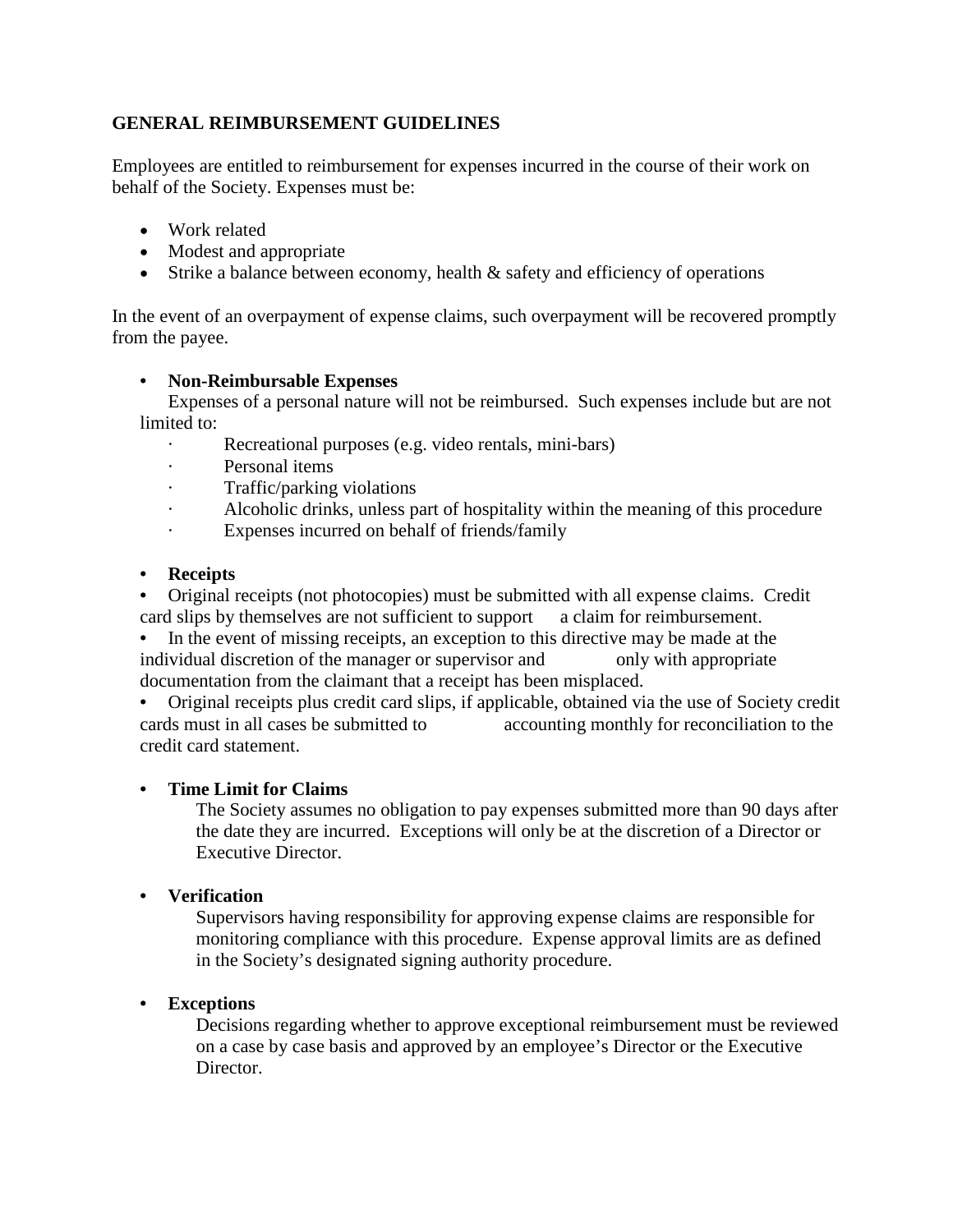**GENERAL REIMBURSEMENT GUIDELINES**

Employees are entitled to reimbursement for expenses incurred in the course of their work on behalf of the Society. Expenses must be:

- Work related
- Modest and appropriate
- Strike a balance between economy, health & safety and efficiency of operations

In the event of an overpayment of expense claims, such overpayment will be recovered promptly from the payee.

- **Non-Reimbursable Expenses**

  Expenses of a personal nature will not be reimbursed. Such expenses include but are not limited to:
  - Recreational purposes (e.g. video rentals, mini-bars)
  - Personal items
  - Traffic/parking violations
  - Alcoholic drinks, unless part of hospitality within the meaning of this procedure
  - Expenses incurred on behalf of friends/family

- **Receipts**
- Original receipts (not photocopies) must be submitted with all expense claims. Credit card slips by themselves are not sufficient to support a claim for reimbursement.
- In the event of missing receipts, an exception to this directive may be made at the individual discretion of the manager or supervisor and only with appropriate documentation from the claimant that a receipt has been misplaced.
- Original receipts plus credit card slips, if applicable, obtained via the use of Society credit cards must in all cases be submitted to accounting monthly for reconciliation to the credit card statement.

- **Time Limit for Claims**

  The Society assumes no obligation to pay expenses submitted more than 90 days after the date they are incurred. Exceptions will only be at the discretion of a Director or Executive Director.

- **Verification**

  Supervisors having responsibility for approving expense claims are responsible for monitoring compliance with this procedure. Expense approval limits are as defined in the Society's designated signing authority procedure.

- **Exceptions**

  Decisions regarding whether to approve exceptional reimbursement must be reviewed on a case by case basis and approved by an employee's Director or the Executive Director.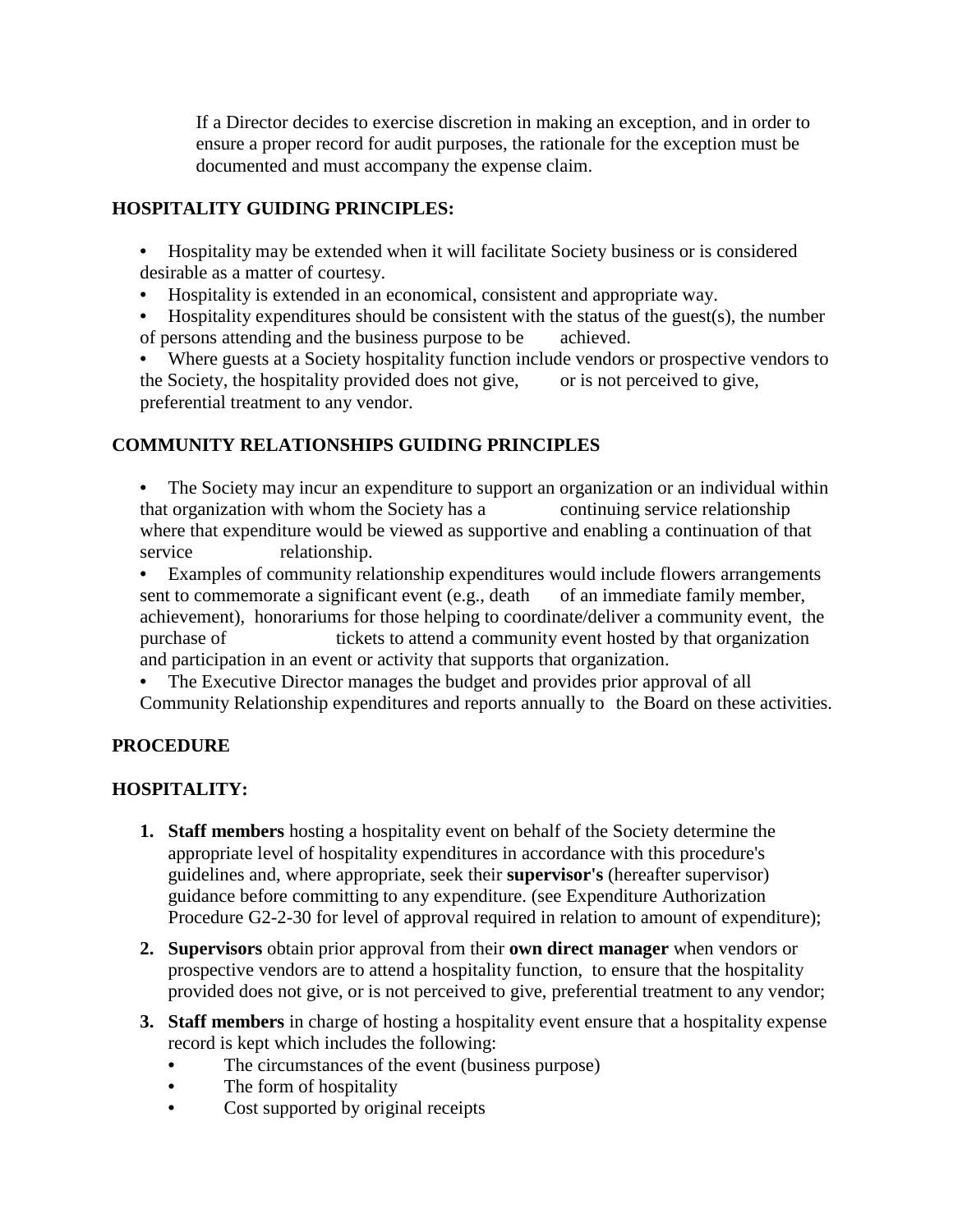If a Director decides to exercise discretion in making an exception, and in order to ensure a proper record for audit purposes, the rationale for the exception must be documented and must accompany the expense claim.

## HOSPITALITY GUIDING PRINCIPLES:

- Hospitality may be extended when it will facilitate Society business or is considered desirable as a matter of courtesy.
- Hospitality is extended in an economical, consistent and appropriate way.
- Hospitality expenditures should be consistent with the status of the guest(s), the number of persons attending and the business purpose to be achieved.
- Where guests at a Society hospitality function include vendors or prospective vendors to the Society, the hospitality provided does not give, or is not perceived to give, preferential treatment to any vendor.

## COMMUNITY RELATIONSHIPS GUIDING PRINCIPLES

- The Society may incur an expenditure to support an organization or an individual within that organization with whom the Society has a continuing service relationship where that expenditure would be viewed as supportive and enabling a continuation of that service relationship.
- Examples of community relationship expenditures would include flowers arrangements sent to commemorate a significant event (e.g., death of an immediate family member, achievement), honorariums for those helping to coordinate/deliver a community event, the purchase of tickets to attend a community event hosted by that organization and participation in an event or activity that supports that organization.
- The Executive Director manages the budget and provides prior approval of all Community Relationship expenditures and reports annually to the Board on these activities.

## PROCEDURE

## HOSPITALITY:

1. **Staff members** hosting a hospitality event on behalf of the Society determine the appropriate level of hospitality expenditures in accordance with this procedure's guidelines and, where appropriate, seek their **supervisor's** (hereafter supervisor) guidance before committing to any expenditure. (see Expenditure Authorization Procedure G2-2-30 for level of approval required in relation to amount of expenditure);
2. **Supervisors** obtain prior approval from their **own direct manager** when vendors or prospective vendors are to attend a hospitality function, to ensure that the hospitality provided does not give, or is not perceived to give, preferential treatment to any vendor;
3. **Staff members** in charge of hosting a hospitality event ensure that a hospitality expense record is kept which includes the following:
   - The circumstances of the event (business purpose)
   - The form of hospitality
   - Cost supported by original receipts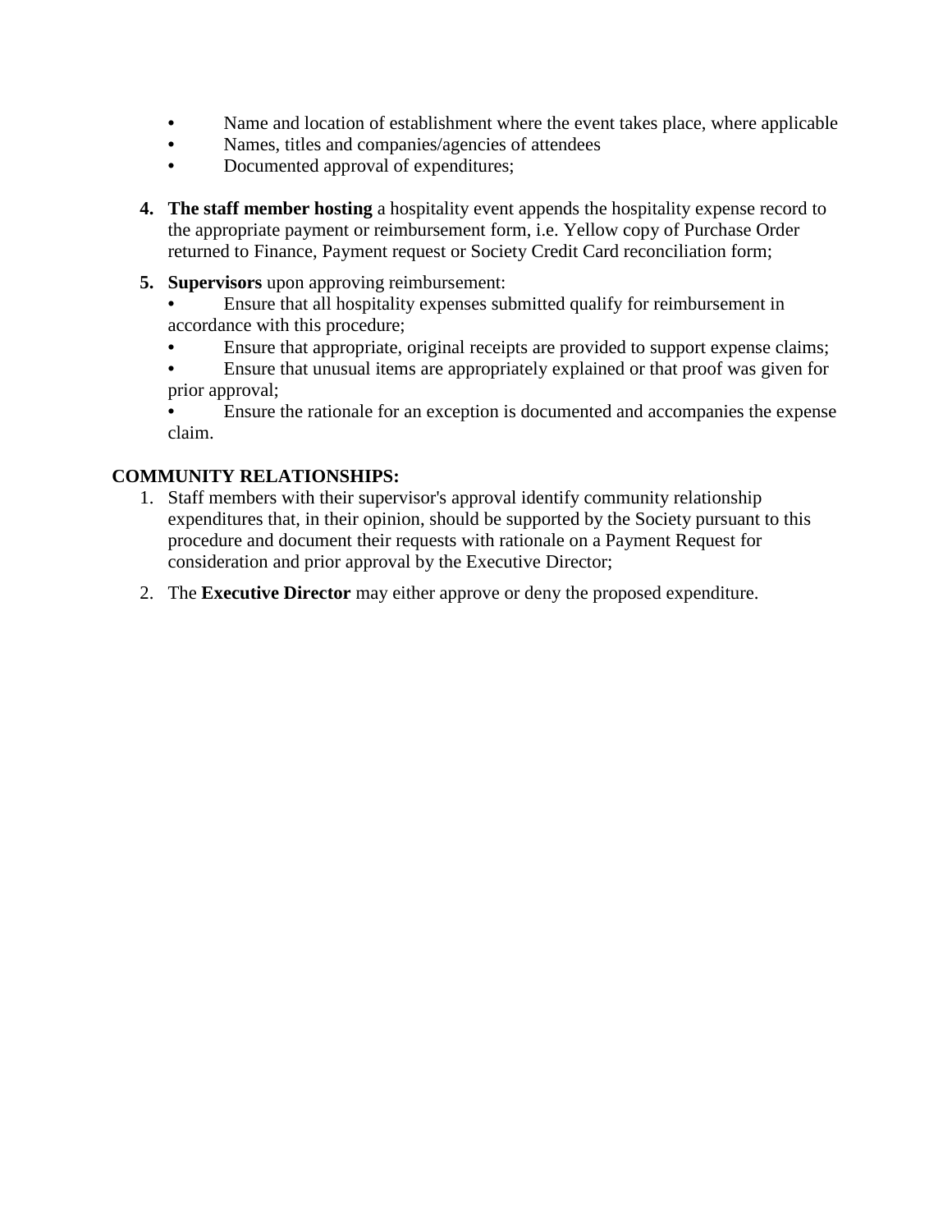- Name and location of establishment where the event takes place, where applicable
- Names, titles and companies/agencies of attendees
- Documented approval of expenditures;

4. **The staff member hosting** a hospitality event appends the hospitality expense record to the appropriate payment or reimbursement form, i.e. Yellow copy of Purchase Order returned to Finance, Payment request or Society Credit Card reconciliation form;

5. **Supervisors** upon approving reimbursement:
   - Ensure that all hospitality expenses submitted qualify for reimbursement in accordance with this procedure;
   - Ensure that appropriate, original receipts are provided to support expense claims;
   - Ensure that unusual items are appropriately explained or that proof was given for prior approval;
   - Ensure the rationale for an exception is documented and accompanies the expense claim.

**COMMUNITY RELATIONSHIPS:**

1. Staff members with their supervisor's approval identify community relationship expenditures that, in their opinion, should be supported by the Society pursuant to this procedure and document their requests with rationale on a Payment Request for consideration and prior approval by the Executive Director;

2. The **Executive Director** may either approve or deny the proposed expenditure.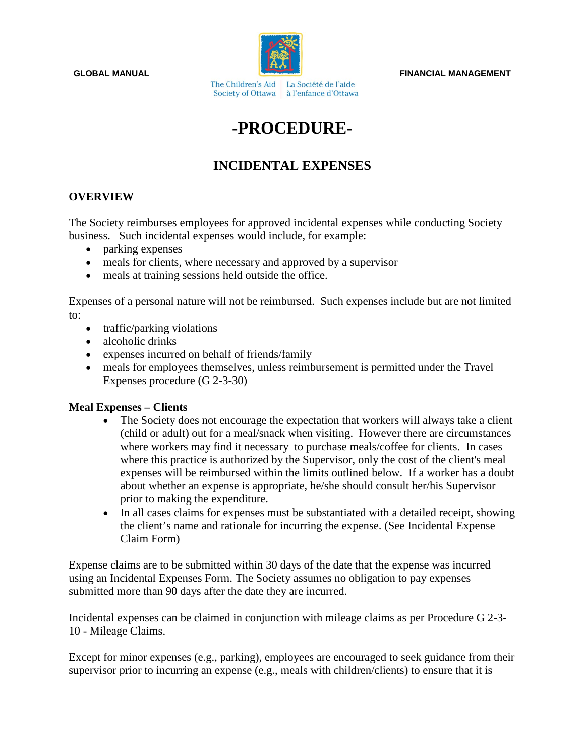# -PROCEDURE-

## INCIDENTAL EXPENSES

### OVERVIEW

The Society reimburses employees for approved incidental expenses while conducting Society business. Such incidental expenses would include, for example:

- parking expenses
- meals for clients, where necessary and approved by a supervisor
- meals at training sessions held outside the office.

Expenses of a personal nature will not be reimbursed. Such expenses include but are not limited to:

- traffic/parking violations
- alcoholic drinks
- expenses incurred on behalf of friends/family
- meals for employees themselves, unless reimbursement is permitted under the Travel Expenses procedure (G 2-3-30)

**Meal Expenses – Clients**

- The Society does not encourage the expectation that workers will always take a client (child or adult) out for a meal/snack when visiting. However there are circumstances where workers may find it necessary to purchase meals/coffee for clients. In cases where this practice is authorized by the Supervisor, only the cost of the client's meal expenses will be reimbursed within the limits outlined below. If a worker has a doubt about whether an expense is appropriate, he/she should consult her/his Supervisor prior to making the expenditure.
- In all cases claims for expenses must be substantiated with a detailed receipt, showing the client's name and rationale for incurring the expense. (See Incidental Expense Claim Form)

Expense claims are to be submitted within 30 days of the date that the expense was incurred using an Incidental Expenses Form. The Society assumes no obligation to pay expenses submitted more than 90 days after the date they are incurred.

Incidental expenses can be claimed in conjunction with mileage claims as per Procedure G 2-3-10 - Mileage Claims.

Except for minor expenses (e.g., parking), employees are encouraged to seek guidance from their supervisor prior to incurring an expense (e.g., meals with children/clients) to ensure that it is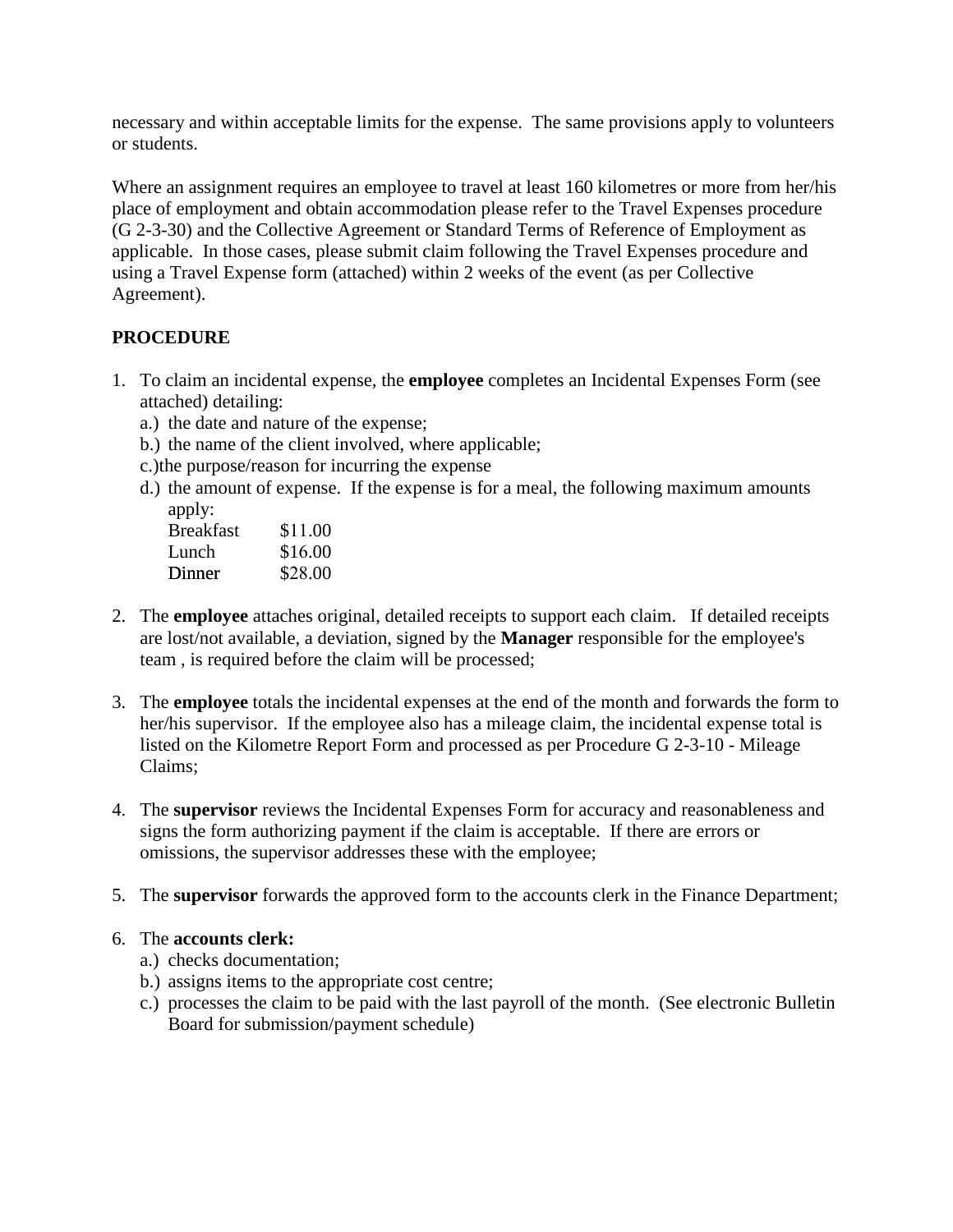necessary and within acceptable limits for the expense. The same provisions apply to volunteers or students.

Where an assignment requires an employee to travel at least 160 kilometres or more from her/his place of employment and obtain accommodation please refer to the Travel Expenses procedure (G 2-3-30) and the Collective Agreement or Standard Terms of Reference of Employment as applicable. In those cases, please submit claim following the Travel Expenses procedure and using a Travel Expense form (attached) within 2 weeks of the event (as per Collective Agreement).

**PROCEDURE**

1. To claim an incidental expense, the **employee** completes an Incidental Expenses Form (see attached) detailing:
   a.) the date and nature of the expense;
   b.) the name of the client involved, where applicable;
   c.)the purpose/reason for incurring the expense
   d.) the amount of expense. If the expense is for a meal, the following maximum amounts apply:

| | |
|---|---|
| Breakfast | $11.00 |
| Lunch | $16.00 |
| Dinner | $28.00 |

2. The **employee** attaches original, detailed receipts to support each claim. If detailed receipts are lost/not available, a deviation, signed by the **Manager** responsible for the employee's team , is required before the claim will be processed;

3. The **employee** totals the incidental expenses at the end of the month and forwards the form to her/his supervisor. If the employee also has a mileage claim, the incidental expense total is listed on the Kilometre Report Form and processed as per Procedure G 2-3-10 - Mileage Claims;

4. The **supervisor** reviews the Incidental Expenses Form for accuracy and reasonableness and signs the form authorizing payment if the claim is acceptable. If there are errors or omissions, the supervisor addresses these with the employee;

5. The **supervisor** forwards the approved form to the accounts clerk in the Finance Department;

6. The **accounts clerk:**
   a.) checks documentation;
   b.) assigns items to the appropriate cost centre;
   c.) processes the claim to be paid with the last payroll of the month. (See electronic Bulletin Board for submission/payment schedule)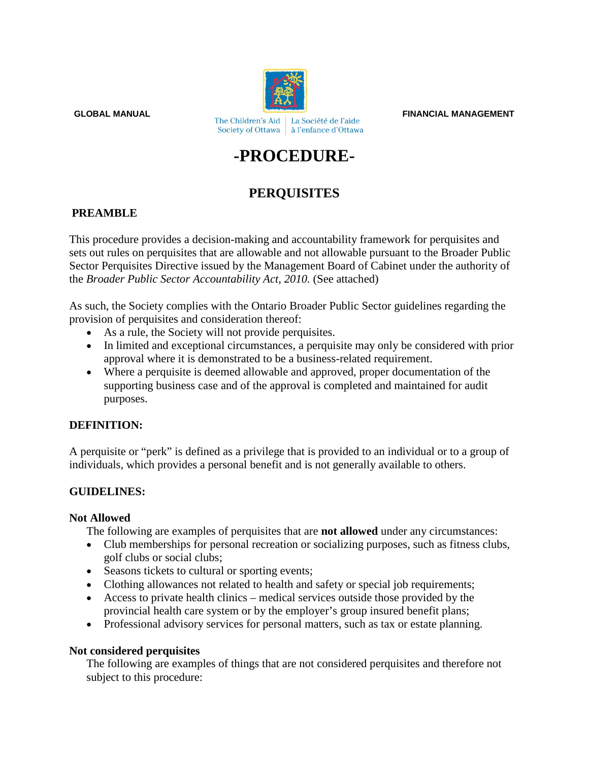GLOBAL MANUAL

The Children's Aid Society of Ottawa | La Société de l'aide à l'enfance d'Ottawa

FINANCIAL MANAGEMENT

# -PROCEDURE-

## PERQUISITES

**PREAMBLE**

This procedure provides a decision-making and accountability framework for perquisites and sets out rules on perquisites that are allowable and not allowable pursuant to the Broader Public Sector Perquisites Directive issued by the Management Board of Cabinet under the authority of the *Broader Public Sector Accountability Act, 2010.* (See attached)

As such, the Society complies with the Ontario Broader Public Sector guidelines regarding the provision of perquisites and consideration thereof:

- As a rule, the Society will not provide perquisites.
- In limited and exceptional circumstances, a perquisite may only be considered with prior approval where it is demonstrated to be a business-related requirement.
- Where a perquisite is deemed allowable and approved, proper documentation of the supporting business case and of the approval is completed and maintained for audit purposes.

**DEFINITION:**

A perquisite or "perk" is defined as a privilege that is provided to an individual or to a group of individuals, which provides a personal benefit and is not generally available to others.

**GUIDELINES:**

**Not Allowed**

The following are examples of perquisites that are **not allowed** under any circumstances:

- Club memberships for personal recreation or socializing purposes, such as fitness clubs, golf clubs or social clubs;
- Seasons tickets to cultural or sporting events;
- Clothing allowances not related to health and safety or special job requirements;
- Access to private health clinics – medical services outside those provided by the provincial health care system or by the employer's group insured benefit plans;
- Professional advisory services for personal matters, such as tax or estate planning.

**Not considered perquisites**

The following are examples of things that are not considered perquisites and therefore not subject to this procedure: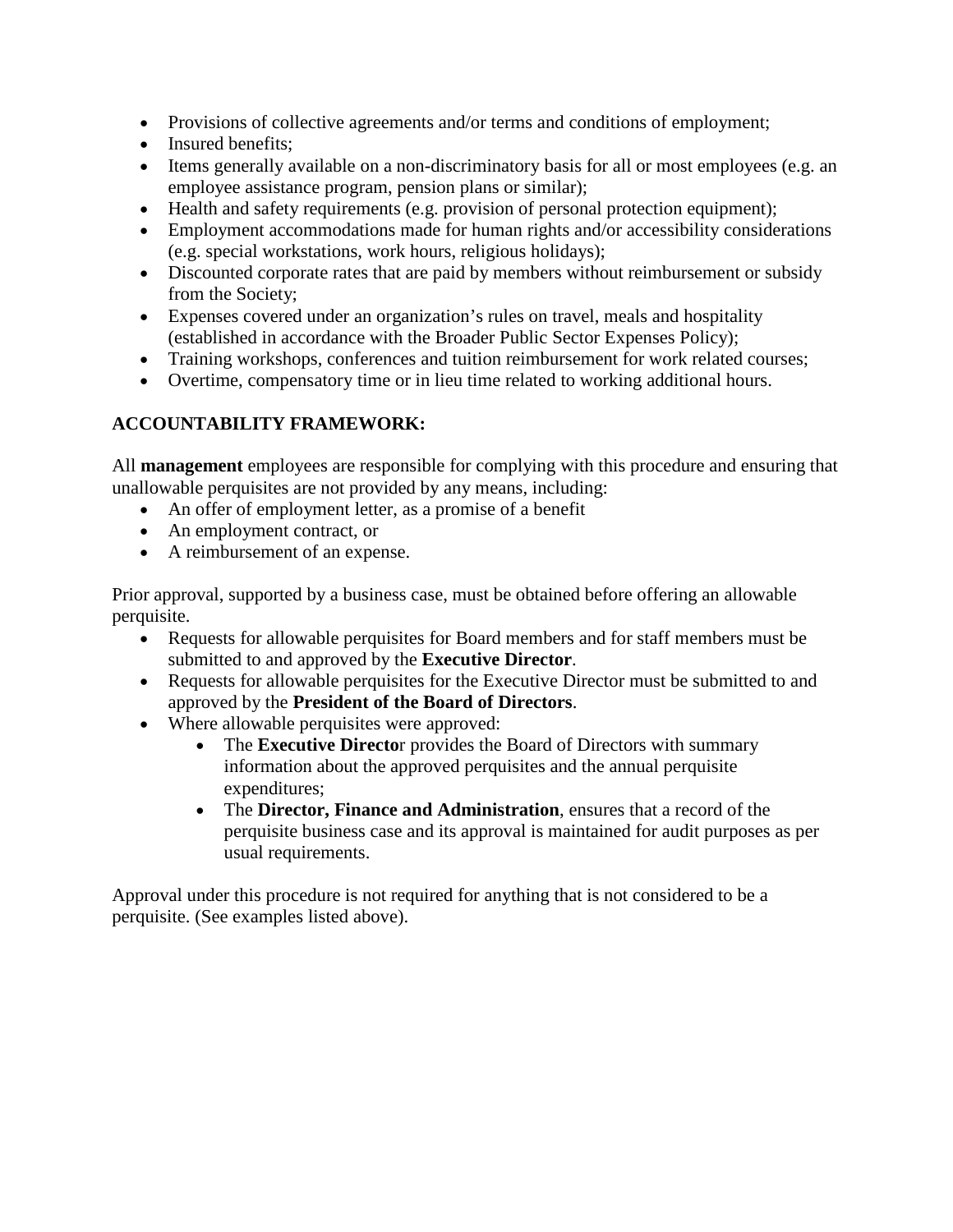- Provisions of collective agreements and/or terms and conditions of employment;
- Insured benefits;
- Items generally available on a non-discriminatory basis for all or most employees (e.g. an employee assistance program, pension plans or similar);
- Health and safety requirements (e.g. provision of personal protection equipment);
- Employment accommodations made for human rights and/or accessibility considerations (e.g. special workstations, work hours, religious holidays);
- Discounted corporate rates that are paid by members without reimbursement or subsidy from the Society;
- Expenses covered under an organization's rules on travel, meals and hospitality (established in accordance with the Broader Public Sector Expenses Policy);
- Training workshops, conferences and tuition reimbursement for work related courses;
- Overtime, compensatory time or in lieu time related to working additional hours.

**ACCOUNTABILITY FRAMEWORK:**

All **management** employees are responsible for complying with this procedure and ensuring that unallowable perquisites are not provided by any means, including:

- An offer of employment letter, as a promise of a benefit
- An employment contract, or
- A reimbursement of an expense.

Prior approval, supported by a business case, must be obtained before offering an allowable perquisite.

- Requests for allowable perquisites for Board members and for staff members must be submitted to and approved by the **Executive Director**.
- Requests for allowable perquisites for the Executive Director must be submitted to and approved by the **President of the Board of Directors**.
- Where allowable perquisites were approved:
    - The **Executive Director** provides the Board of Directors with summary information about the approved perquisites and the annual perquisite expenditures;
    - The **Director, Finance and Administration**, ensures that a record of the perquisite business case and its approval is maintained for audit purposes as per usual requirements.

Approval under this procedure is not required for anything that is not considered to be a perquisite. (See examples listed above).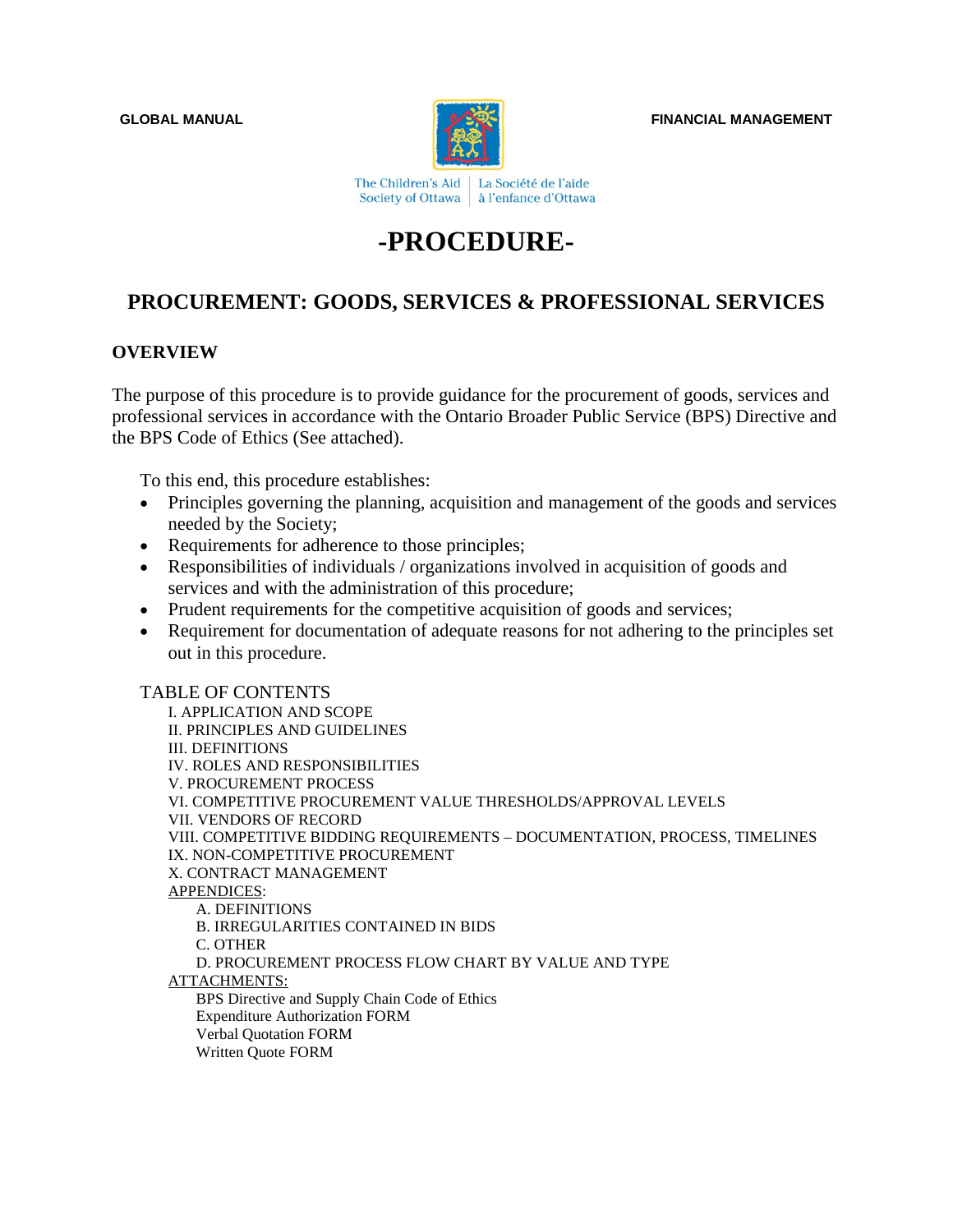GLOBAL MANUAL

FINANCIAL MANAGEMENT

The Children's Aid Society of Ottawa | La Société de l'aide à l'enfance d'Ottawa

# -PROCEDURE-

## PROCUREMENT: GOODS, SERVICES & PROFESSIONAL SERVICES

### OVERVIEW

The purpose of this procedure is to provide guidance for the procurement of goods, services and professional services in accordance with the Ontario Broader Public Service (BPS) Directive and the BPS Code of Ethics (See attached).

To this end, this procedure establishes:

- Principles governing the planning, acquisition and management of the goods and services needed by the Society;
- Requirements for adherence to those principles;
- Responsibilities of individuals / organizations involved in acquisition of goods and services and with the administration of this procedure;
- Prudent requirements for the competitive acquisition of goods and services;
- Requirement for documentation of adequate reasons for not adhering to the principles set out in this procedure.

TABLE OF CONTENTS

I. APPLICATION AND SCOPE
II. PRINCIPLES AND GUIDELINES
III. DEFINITIONS
IV. ROLES AND RESPONSIBILITIES
V. PROCUREMENT PROCESS
VI. COMPETITIVE PROCUREMENT VALUE THRESHOLDS/APPROVAL LEVELS
VII. VENDORS OF RECORD
VIII. COMPETITIVE BIDDING REQUIREMENTS – DOCUMENTATION, PROCESS, TIMELINES
IX. NON-COMPETITIVE PROCUREMENT
X. CONTRACT MANAGEMENT

APPENDICES:

- A. DEFINITIONS
- B. IRREGULARITIES CONTAINED IN BIDS
- C. OTHER
- D. PROCUREMENT PROCESS FLOW CHART BY VALUE AND TYPE

ATTACHMENTS:

- BPS Directive and Supply Chain Code of Ethics
- Expenditure Authorization FORM
- Verbal Quotation FORM
- Written Quote FORM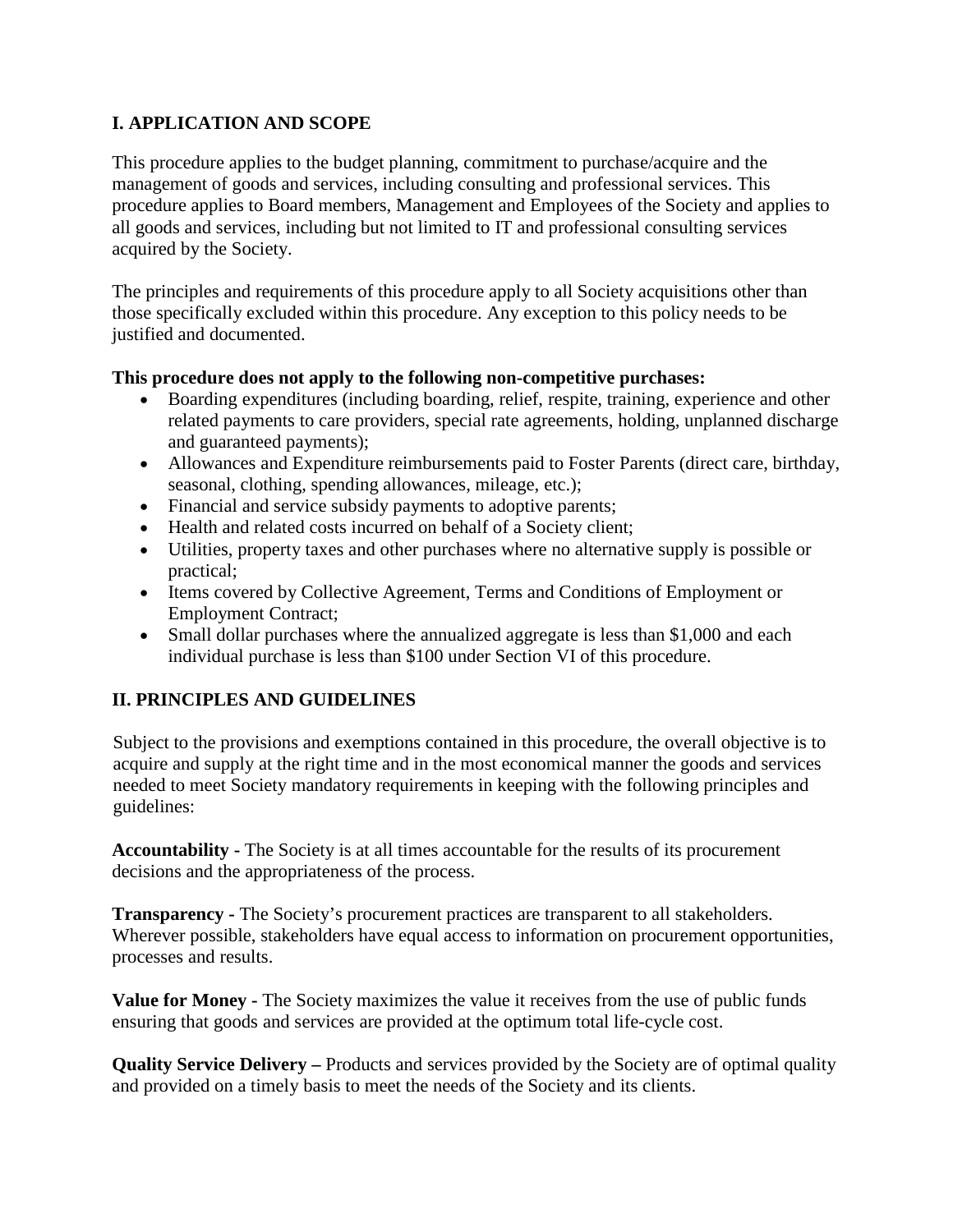## I. APPLICATION AND SCOPE

This procedure applies to the budget planning, commitment to purchase/acquire and the management of goods and services, including consulting and professional services. This procedure applies to Board members, Management and Employees of the Society and applies to all goods and services, including but not limited to IT and professional consulting services acquired by the Society.

The principles and requirements of this procedure apply to all Society acquisitions other than those specifically excluded within this procedure. Any exception to this policy needs to be justified and documented.

**This procedure does not apply to the following non-competitive purchases:**

- Boarding expenditures (including boarding, relief, respite, training, experience and other related payments to care providers, special rate agreements, holding, unplanned discharge and guaranteed payments);
- Allowances and Expenditure reimbursements paid to Foster Parents (direct care, birthday, seasonal, clothing, spending allowances, mileage, etc.);
- Financial and service subsidy payments to adoptive parents;
- Health and related costs incurred on behalf of a Society client;
- Utilities, property taxes and other purchases where no alternative supply is possible or practical;
- Items covered by Collective Agreement, Terms and Conditions of Employment or Employment Contract;
- Small dollar purchases where the annualized aggregate is less than $1,000 and each individual purchase is less than $100 under Section VI of this procedure.

## II. PRINCIPLES AND GUIDELINES

Subject to the provisions and exemptions contained in this procedure, the overall objective is to acquire and supply at the right time and in the most economical manner the goods and services needed to meet Society mandatory requirements in keeping with the following principles and guidelines:

**Accountability -** The Society is at all times accountable for the results of its procurement decisions and the appropriateness of the process.

**Transparency -** The Society's procurement practices are transparent to all stakeholders. Wherever possible, stakeholders have equal access to information on procurement opportunities, processes and results.

**Value for Money -** The Society maximizes the value it receives from the use of public funds ensuring that goods and services are provided at the optimum total life-cycle cost.

**Quality Service Delivery –** Products and services provided by the Society are of optimal quality and provided on a timely basis to meet the needs of the Society and its clients.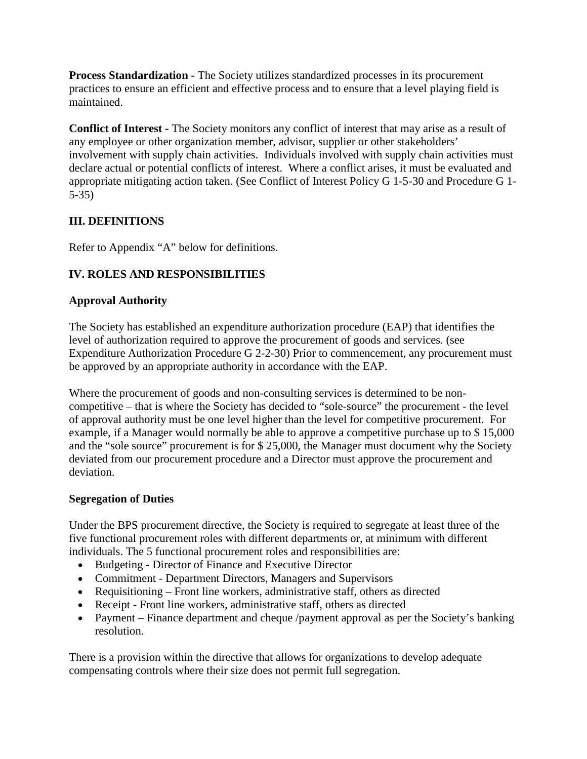**Process Standardization -** The Society utilizes standardized processes in its procurement practices to ensure an efficient and effective process and to ensure that a level playing field is maintained.

**Conflict of Interest -** The Society monitors any conflict of interest that may arise as a result of any employee or other organization member, advisor, supplier or other stakeholders' involvement with supply chain activities. Individuals involved with supply chain activities must declare actual or potential conflicts of interest. Where a conflict arises, it must be evaluated and appropriate mitigating action taken. (See Conflict of Interest Policy G 1-5-30 and Procedure G 1-5-35)

## III. DEFINITIONS

Refer to Appendix "A" below for definitions.

## IV. ROLES AND RESPONSIBILITIES

### Approval Authority

The Society has established an expenditure authorization procedure (EAP) that identifies the level of authorization required to approve the procurement of goods and services. (see Expenditure Authorization Procedure G 2-2-30) Prior to commencement, any procurement must be approved by an appropriate authority in accordance with the EAP.

Where the procurement of goods and non-consulting services is determined to be non-competitive – that is where the Society has decided to "sole-source" the procurement - the level of approval authority must be one level higher than the level for competitive procurement. For example, if a Manager would normally be able to approve a competitive purchase up to $ 15,000 and the "sole source" procurement is for $ 25,000, the Manager must document why the Society deviated from our procurement procedure and a Director must approve the procurement and deviation.

### Segregation of Duties

Under the BPS procurement directive, the Society is required to segregate at least three of the five functional procurement roles with different departments or, at minimum with different individuals. The 5 functional procurement roles and responsibilities are:

- Budgeting - Director of Finance and Executive Director
- Commitment - Department Directors, Managers and Supervisors
- Requisitioning – Front line workers, administrative staff, others as directed
- Receipt - Front line workers, administrative staff, others as directed
- Payment – Finance department and cheque /payment approval as per the Society's banking resolution.

There is a provision within the directive that allows for organizations to develop adequate compensating controls where their size does not permit full segregation.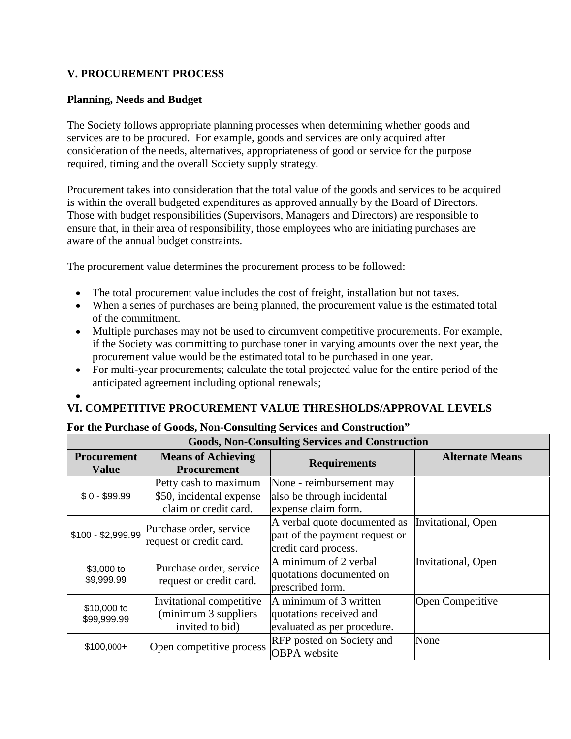## V. PROCUREMENT PROCESS

### Planning, Needs and Budget

The Society follows appropriate planning processes when determining whether goods and services are to be procured. For example, goods and services are only acquired after consideration of the needs, alternatives, appropriateness of good or service for the purpose required, timing and the overall Society supply strategy.

Procurement takes into consideration that the total value of the goods and services to be acquired is within the overall budgeted expenditures as approved annually by the Board of Directors. Those with budget responsibilities (Supervisors, Managers and Directors) are responsible to ensure that, in their area of responsibility, those employees who are initiating purchases are aware of the annual budget constraints.

The procurement value determines the procurement process to be followed:

- The total procurement value includes the cost of freight, installation but not taxes.
- When a series of purchases are being planned, the procurement value is the estimated total of the commitment.
- Multiple purchases may not be used to circumvent competitive procurements. For example, if the Society was committing to purchase toner in varying amounts over the next year, the procurement value would be the estimated total to be purchased in one year.
- For multi-year procurements; calculate the total projected value for the entire period of the anticipated agreement including optional renewals;
-

## VI. COMPETITIVE PROCUREMENT VALUE THRESHOLDS/APPROVAL LEVELS

**For the Purchase of Goods, Non-Consulting Services and Construction"**

| Goods, Non-Consulting Services and Construction | | | |
|---|---|---|---|
| **Procurement Value** | **Means of Achieving Procurement** | **Requirements** | **Alternate Means** |
| $ 0 - $99.99 | Petty cash to maximum $50, incidental expense claim or credit card. | None - reimbursement may also be through incidental expense claim form. | |
| $100 - $2,999.99 | Purchase order, service request or credit card. | A verbal quote documented as part of the payment request or credit card process. | Invitational, Open |
| $3,000 to $9,999.99 | Purchase order, service request or credit card. | A minimum of 2 verbal quotations documented on prescribed form. | Invitational, Open |
| $10,000 to $99,999.99 | Invitational competitive (minimum 3 suppliers invited to bid) | A minimum of 3 written quotations received and evaluated as per procedure. | Open Competitive |
| $100,000+ | Open competitive process | RFP posted on Society and OBPA website | None |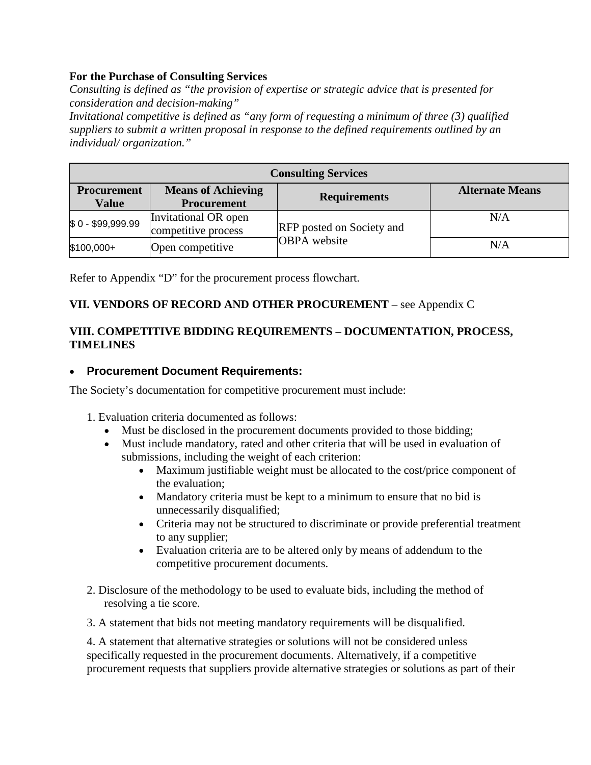**For the Purchase of Consulting Services**

*Consulting is defined as "the provision of expertise or strategic advice that is presented for consideration and decision-making"*

*Invitational competitive is defined as "any form of requesting a minimum of three (3) qualified suppliers to submit a written proposal in response to the defined requirements outlined by an individual/ organization."*

| Consulting Services | | | |
|---|---|---|---|
| **Procurement Value** | **Means of Achieving Procurement** | **Requirements** | **Alternate Means** |
| $ 0 - $99,999.99 | Invitational OR open competitive process | RFP posted on Society and OBPA website | N/A |
| $100,000+ | Open competitive | | N/A |

Refer to Appendix "D" for the procurement process flowchart.

## VII. VENDORS OF RECORD AND OTHER PROCUREMENT – see Appendix C

## VIII. COMPETITIVE BIDDING REQUIREMENTS – DOCUMENTATION, PROCESS, TIMELINES

- **Procurement Document Requirements:**

The Society's documentation for competitive procurement must include:

1. Evaluation criteria documented as follows:
   - Must be disclosed in the procurement documents provided to those bidding;
   - Must include mandatory, rated and other criteria that will be used in evaluation of submissions, including the weight of each criterion:
     - Maximum justifiable weight must be allocated to the cost/price component of the evaluation;
     - Mandatory criteria must be kept to a minimum to ensure that no bid is unnecessarily disqualified;
     - Criteria may not be structured to discriminate or provide preferential treatment to any supplier;
     - Evaluation criteria are to be altered only by means of addendum to the competitive procurement documents.

2. Disclosure of the methodology to be used to evaluate bids, including the method of resolving a tie score.

3. A statement that bids not meeting mandatory requirements will be disqualified.

4. A statement that alternative strategies or solutions will not be considered unless specifically requested in the procurement documents. Alternatively, if a competitive procurement requests that suppliers provide alternative strategies or solutions as part of their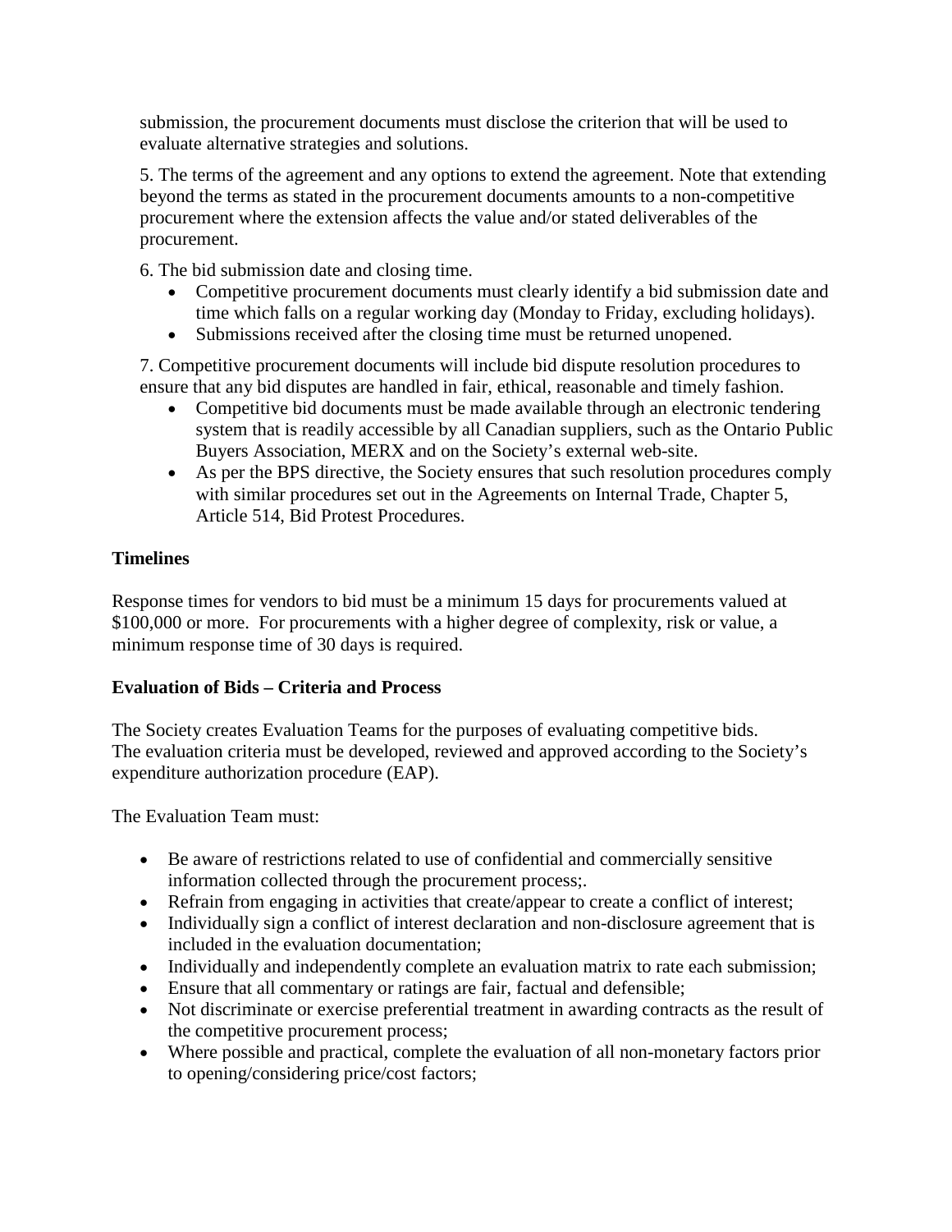submission, the procurement documents must disclose the criterion that will be used to evaluate alternative strategies and solutions.

5. The terms of the agreement and any options to extend the agreement. Note that extending beyond the terms as stated in the procurement documents amounts to a non-competitive procurement where the extension affects the value and/or stated deliverables of the procurement.

6. The bid submission date and closing time.

- Competitive procurement documents must clearly identify a bid submission date and time which falls on a regular working day (Monday to Friday, excluding holidays).
- Submissions received after the closing time must be returned unopened.

7. Competitive procurement documents will include bid dispute resolution procedures to ensure that any bid disputes are handled in fair, ethical, reasonable and timely fashion.

- Competitive bid documents must be made available through an electronic tendering system that is readily accessible by all Canadian suppliers, such as the Ontario Public Buyers Association, MERX and on the Society's external web-site.
- As per the BPS directive, the Society ensures that such resolution procedures comply with similar procedures set out in the Agreements on Internal Trade, Chapter 5, Article 514, Bid Protest Procedures.

**Timelines**

Response times for vendors to bid must be a minimum 15 days for procurements valued at $100,000 or more. For procurements with a higher degree of complexity, risk or value, a minimum response time of 30 days is required.

**Evaluation of Bids – Criteria and Process**

The Society creates Evaluation Teams for the purposes of evaluating competitive bids. The evaluation criteria must be developed, reviewed and approved according to the Society's expenditure authorization procedure (EAP).

The Evaluation Team must:

- Be aware of restrictions related to use of confidential and commercially sensitive information collected through the procurement process;.
- Refrain from engaging in activities that create/appear to create a conflict of interest;
- Individually sign a conflict of interest declaration and non-disclosure agreement that is included in the evaluation documentation;
- Individually and independently complete an evaluation matrix to rate each submission;
- Ensure that all commentary or ratings are fair, factual and defensible;
- Not discriminate or exercise preferential treatment in awarding contracts as the result of the competitive procurement process;
- Where possible and practical, complete the evaluation of all non-monetary factors prior to opening/considering price/cost factors;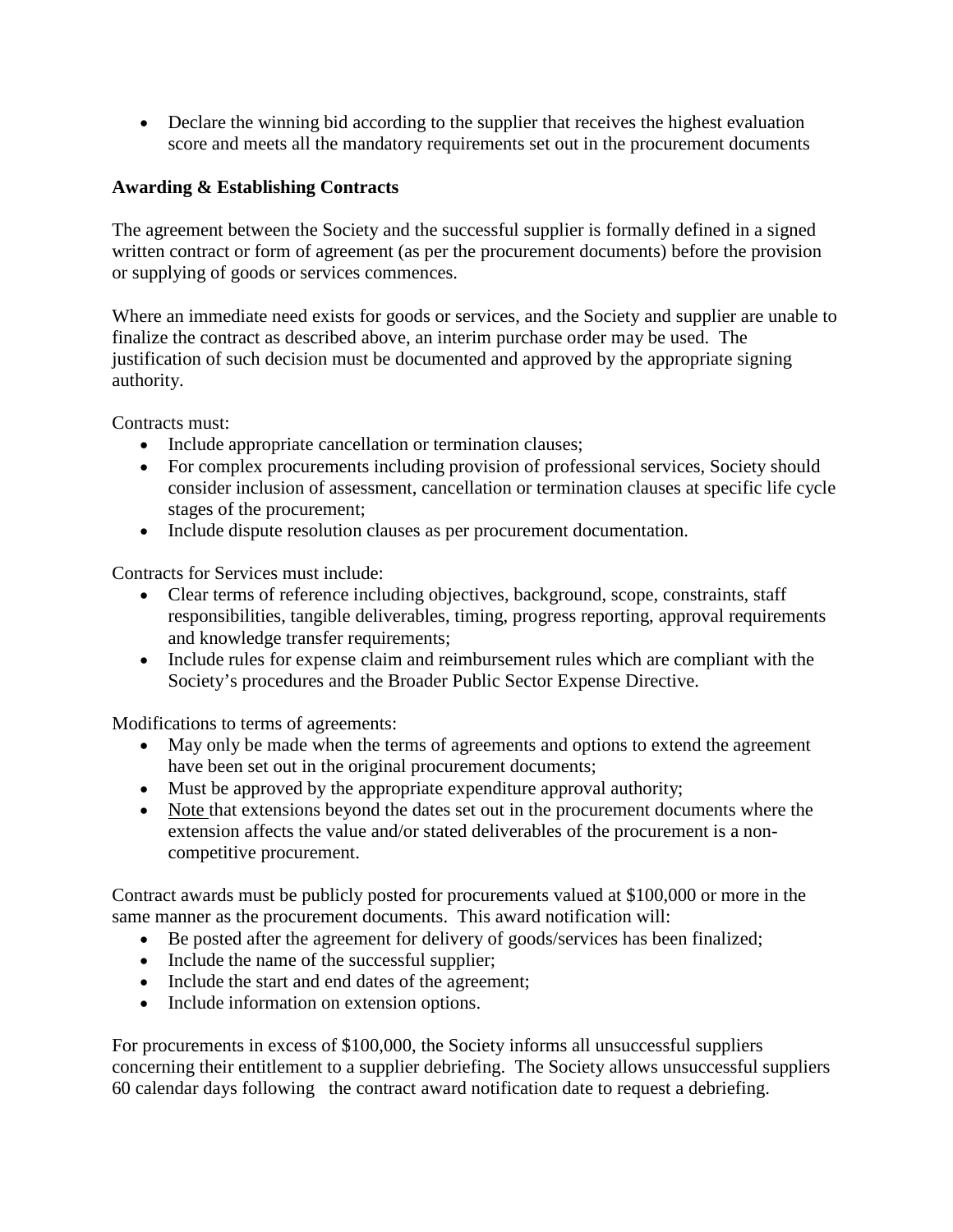- Declare the winning bid according to the supplier that receives the highest evaluation score and meets all the mandatory requirements set out in the procurement documents

**Awarding & Establishing Contracts**

The agreement between the Society and the successful supplier is formally defined in a signed written contract or form of agreement (as per the procurement documents) before the provision or supplying of goods or services commences.

Where an immediate need exists for goods or services, and the Society and supplier are unable to finalize the contract as described above, an interim purchase order may be used. The justification of such decision must be documented and approved by the appropriate signing authority.

Contracts must:

- Include appropriate cancellation or termination clauses;
- For complex procurements including provision of professional services, Society should consider inclusion of assessment, cancellation or termination clauses at specific life cycle stages of the procurement;
- Include dispute resolution clauses as per procurement documentation.

Contracts for Services must include:

- Clear terms of reference including objectives, background, scope, constraints, staff responsibilities, tangible deliverables, timing, progress reporting, approval requirements and knowledge transfer requirements;
- Include rules for expense claim and reimbursement rules which are compliant with the Society's procedures and the Broader Public Sector Expense Directive.

Modifications to terms of agreements:

- May only be made when the terms of agreements and options to extend the agreement have been set out in the original procurement documents;
- Must be approved by the appropriate expenditure approval authority;
- Note that extensions beyond the dates set out in the procurement documents where the extension affects the value and/or stated deliverables of the procurement is a non-competitive procurement.

Contract awards must be publicly posted for procurements valued at $100,000 or more in the same manner as the procurement documents. This award notification will:

- Be posted after the agreement for delivery of goods/services has been finalized;
- Include the name of the successful supplier;
- Include the start and end dates of the agreement;
- Include information on extension options.

For procurements in excess of $100,000, the Society informs all unsuccessful suppliers concerning their entitlement to a supplier debriefing. The Society allows unsuccessful suppliers 60 calendar days following the contract award notification date to request a debriefing.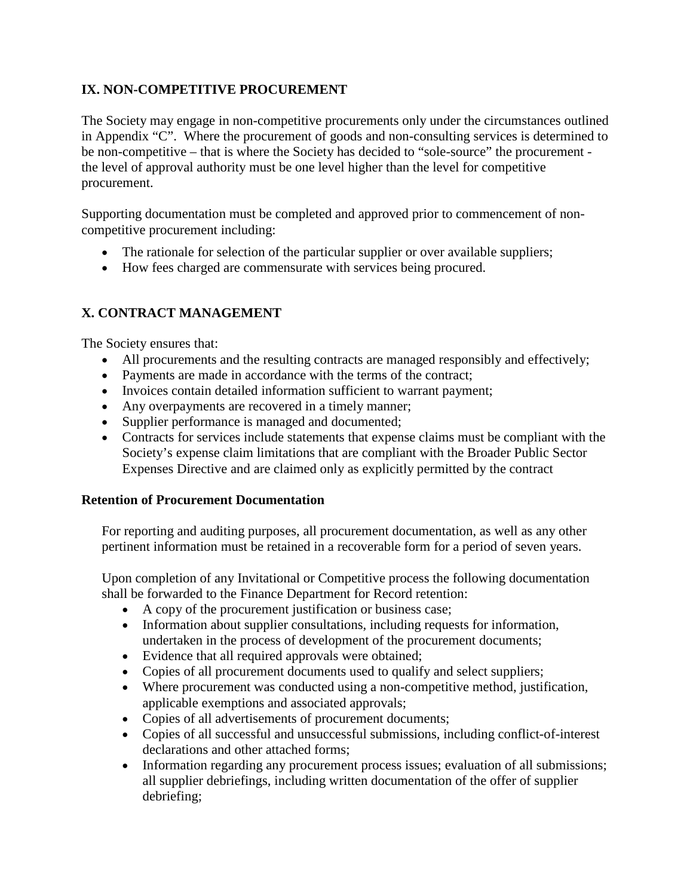## IX. NON-COMPETITIVE PROCUREMENT

The Society may engage in non-competitive procurements only under the circumstances outlined in Appendix "C". Where the procurement of goods and non-consulting services is determined to be non-competitive – that is where the Society has decided to "sole-source" the procurement - the level of approval authority must be one level higher than the level for competitive procurement.

Supporting documentation must be completed and approved prior to commencement of non-competitive procurement including:

- The rationale for selection of the particular supplier or over available suppliers;
- How fees charged are commensurate with services being procured.

## X. CONTRACT MANAGEMENT

The Society ensures that:

- All procurements and the resulting contracts are managed responsibly and effectively;
- Payments are made in accordance with the terms of the contract;
- Invoices contain detailed information sufficient to warrant payment;
- Any overpayments are recovered in a timely manner;
- Supplier performance is managed and documented;
- Contracts for services include statements that expense claims must be compliant with the Society's expense claim limitations that are compliant with the Broader Public Sector Expenses Directive and are claimed only as explicitly permitted by the contract

### Retention of Procurement Documentation

For reporting and auditing purposes, all procurement documentation, as well as any other pertinent information must be retained in a recoverable form for a period of seven years.

Upon completion of any Invitational or Competitive process the following documentation shall be forwarded to the Finance Department for Record retention:

- A copy of the procurement justification or business case;
- Information about supplier consultations, including requests for information, undertaken in the process of development of the procurement documents;
- Evidence that all required approvals were obtained;
- Copies of all procurement documents used to qualify and select suppliers;
- Where procurement was conducted using a non-competitive method, justification, applicable exemptions and associated approvals;
- Copies of all advertisements of procurement documents;
- Copies of all successful and unsuccessful submissions, including conflict-of-interest declarations and other attached forms;
- Information regarding any procurement process issues; evaluation of all submissions; all supplier debriefings, including written documentation of the offer of supplier debriefing;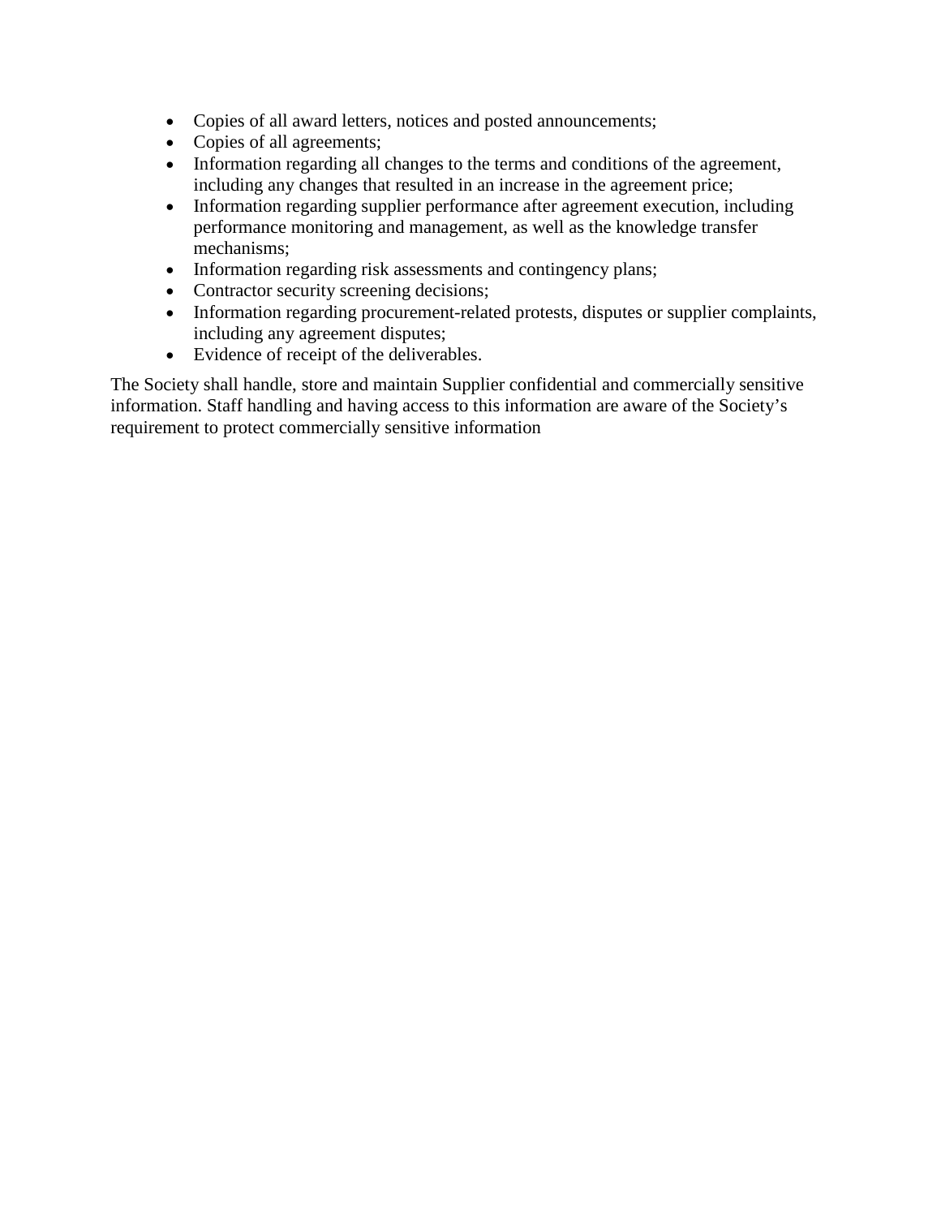- Copies of all award letters, notices and posted announcements;
- Copies of all agreements;
- Information regarding all changes to the terms and conditions of the agreement, including any changes that resulted in an increase in the agreement price;
- Information regarding supplier performance after agreement execution, including performance monitoring and management, as well as the knowledge transfer mechanisms;
- Information regarding risk assessments and contingency plans;
- Contractor security screening decisions;
- Information regarding procurement-related protests, disputes or supplier complaints, including any agreement disputes;
- Evidence of receipt of the deliverables.

The Society shall handle, store and maintain Supplier confidential and commercially sensitive information. Staff handling and having access to this information are aware of the Society's requirement to protect commercially sensitive information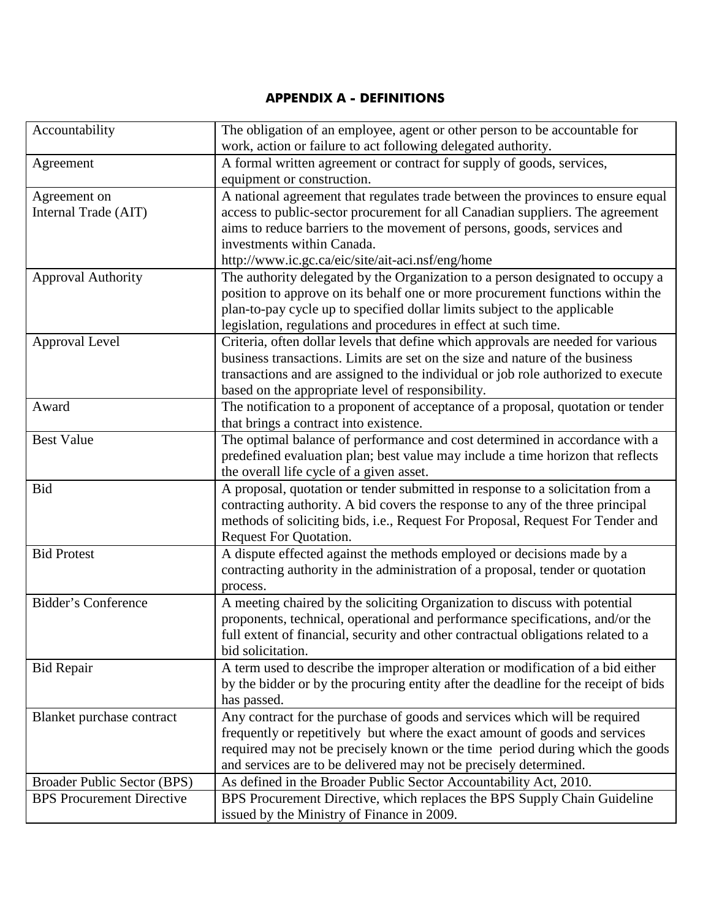## APPENDIX A - DEFINITIONS

| | |
|---|---|
| Accountability | The obligation of an employee, agent or other person to be accountable for work, action or failure to act following delegated authority. |
| Agreement | A formal written agreement or contract for supply of goods, services, equipment or construction. |
| Agreement on Internal Trade (AIT) | A national agreement that regulates trade between the provinces to ensure equal access to public-sector procurement for all Canadian suppliers. The agreement aims to reduce barriers to the movement of persons, goods, services and investments within Canada. http://www.ic.gc.ca/eic/site/ait-aci.nsf/eng/home |
| Approval Authority | The authority delegated by the Organization to a person designated to occupy a position to approve on its behalf one or more procurement functions within the plan-to-pay cycle up to specified dollar limits subject to the applicable legislation, regulations and procedures in effect at such time. |
| Approval Level | Criteria, often dollar levels that define which approvals are needed for various business transactions. Limits are set on the size and nature of the business transactions and are assigned to the individual or job role authorized to execute based on the appropriate level of responsibility. |
| Award | The notification to a proponent of acceptance of a proposal, quotation or tender that brings a contract into existence. |
| Best Value | The optimal balance of performance and cost determined in accordance with a predefined evaluation plan; best value may include a time horizon that reflects the overall life cycle of a given asset. |
| Bid | A proposal, quotation or tender submitted in response to a solicitation from a contracting authority. A bid covers the response to any of the three principal methods of soliciting bids, i.e., Request For Proposal, Request For Tender and Request For Quotation. |
| Bid Protest | A dispute effected against the methods employed or decisions made by a contracting authority in the administration of a proposal, tender or quotation process. |
| Bidder's Conference | A meeting chaired by the soliciting Organization to discuss with potential proponents, technical, operational and performance specifications, and/or the full extent of financial, security and other contractual obligations related to a bid solicitation. |
| Bid Repair | A term used to describe the improper alteration or modification of a bid either by the bidder or by the procuring entity after the deadline for the receipt of bids has passed. |
| Blanket purchase contract | Any contract for the purchase of goods and services which will be required frequently or repetitively but where the exact amount of goods and services required may not be precisely known or the time period during which the goods and services are to be delivered may not be precisely determined. |
| Broader Public Sector (BPS) | As defined in the Broader Public Sector Accountability Act, 2010. |
| BPS Procurement Directive | BPS Procurement Directive, which replaces the BPS Supply Chain Guideline issued by the Ministry of Finance in 2009. |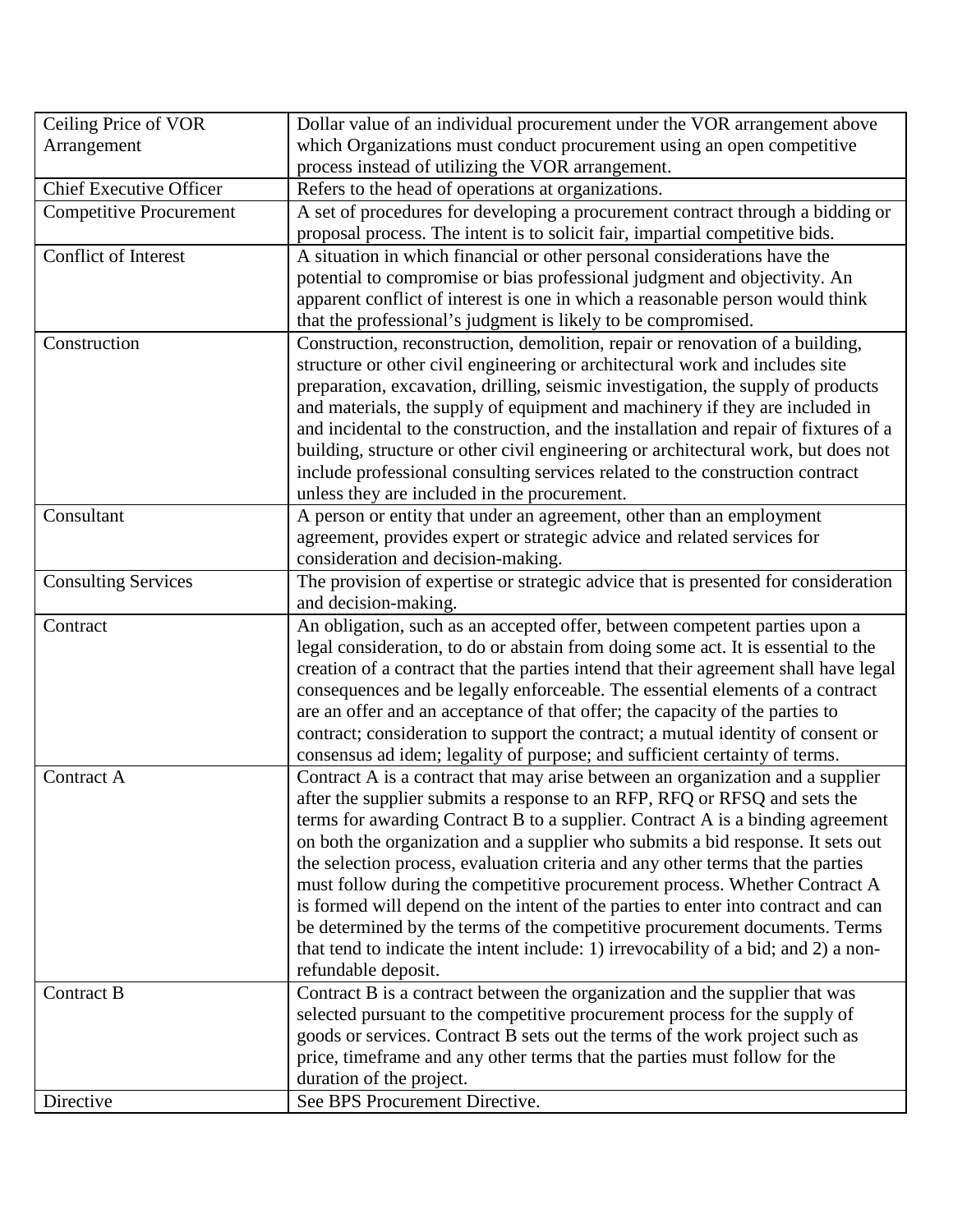| | |
|---|---|
| Ceiling Price of VOR Arrangement | Dollar value of an individual procurement under the VOR arrangement above which Organizations must conduct procurement using an open competitive process instead of utilizing the VOR arrangement. |
| Chief Executive Officer | Refers to the head of operations at organizations. |
| Competitive Procurement | A set of procedures for developing a procurement contract through a bidding or proposal process. The intent is to solicit fair, impartial competitive bids. |
| Conflict of Interest | A situation in which financial or other personal considerations have the potential to compromise or bias professional judgment and objectivity. An apparent conflict of interest is one in which a reasonable person would think that the professional's judgment is likely to be compromised. |
| Construction | Construction, reconstruction, demolition, repair or renovation of a building, structure or other civil engineering or architectural work and includes site preparation, excavation, drilling, seismic investigation, the supply of products and materials, the supply of equipment and machinery if they are included in and incidental to the construction, and the installation and repair of fixtures of a building, structure or other civil engineering or architectural work, but does not include professional consulting services related to the construction contract unless they are included in the procurement. |
| Consultant | A person or entity that under an agreement, other than an employment agreement, provides expert or strategic advice and related services for consideration and decision-making. |
| Consulting Services | The provision of expertise or strategic advice that is presented for consideration and decision-making. |
| Contract | An obligation, such as an accepted offer, between competent parties upon a legal consideration, to do or abstain from doing some act. It is essential to the creation of a contract that the parties intend that their agreement shall have legal consequences and be legally enforceable. The essential elements of a contract are an offer and an acceptance of that offer; the capacity of the parties to contract; consideration to support the contract; a mutual identity of consent or consensus ad idem; legality of purpose; and sufficient certainty of terms. |
| Contract A | Contract A is a contract that may arise between an organization and a supplier after the supplier submits a response to an RFP, RFQ or RFSQ and sets the terms for awarding Contract B to a supplier. Contract A is a binding agreement on both the organization and a supplier who submits a bid response. It sets out the selection process, evaluation criteria and any other terms that the parties must follow during the competitive procurement process. Whether Contract A is formed will depend on the intent of the parties to enter into contract and can be determined by the terms of the competitive procurement documents. Terms that tend to indicate the intent include: 1) irrevocability of a bid; and 2) a non-refundable deposit. |
| Contract B | Contract B is a contract between the organization and the supplier that was selected pursuant to the competitive procurement process for the supply of goods or services. Contract B sets out the terms of the work project such as price, timeframe and any other terms that the parties must follow for the duration of the project. |
| Directive | See BPS Procurement Directive. |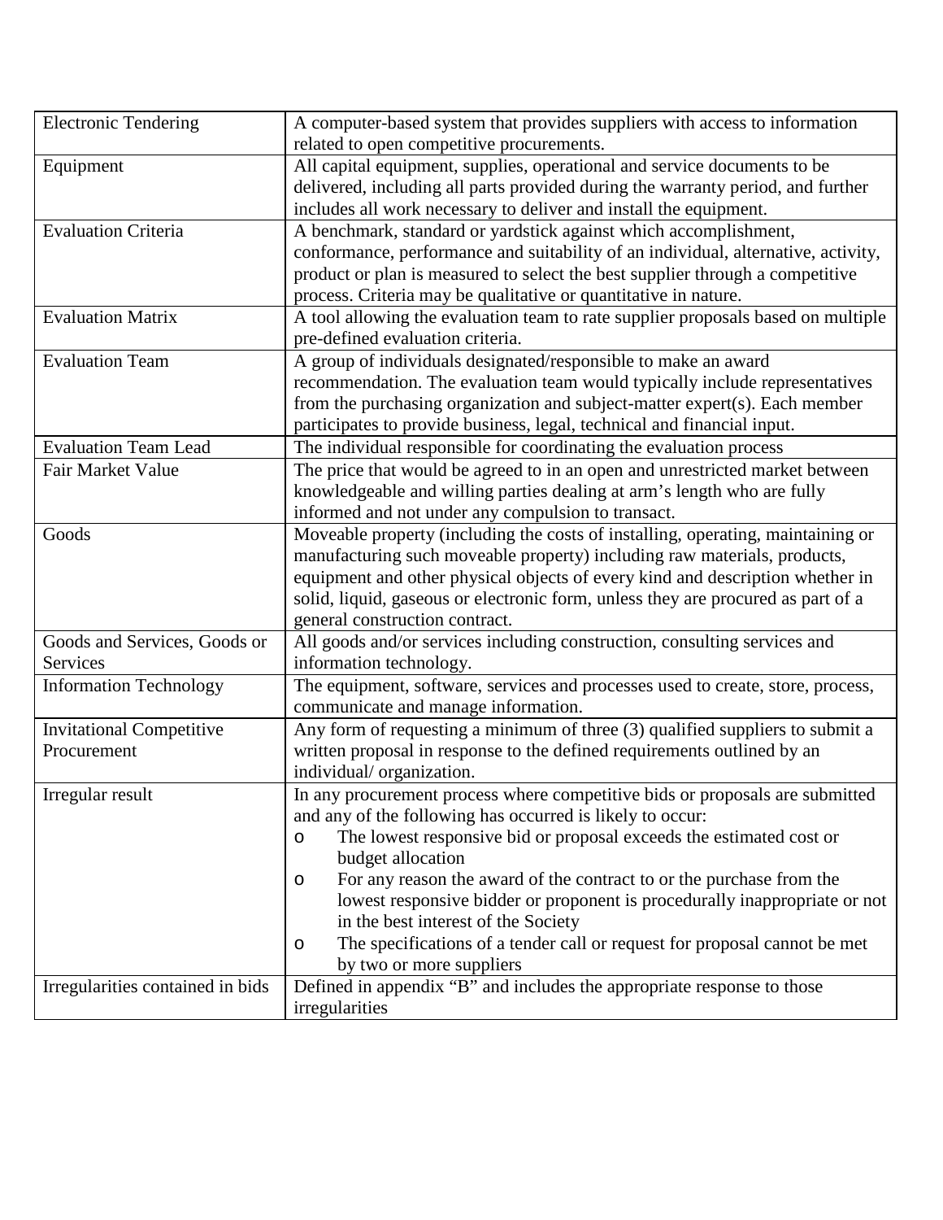| | |
|---|---|
| Electronic Tendering | A computer-based system that provides suppliers with access to information related to open competitive procurements. |
| Equipment | All capital equipment, supplies, operational and service documents to be delivered, including all parts provided during the warranty period, and further includes all work necessary to deliver and install the equipment. |
| Evaluation Criteria | A benchmark, standard or yardstick against which accomplishment, conformance, performance and suitability of an individual, alternative, activity, product or plan is measured to select the best supplier through a competitive process. Criteria may be qualitative or quantitative in nature. |
| Evaluation Matrix | A tool allowing the evaluation team to rate supplier proposals based on multiple pre-defined evaluation criteria. |
| Evaluation Team | A group of individuals designated/responsible to make an award recommendation. The evaluation team would typically include representatives from the purchasing organization and subject-matter expert(s). Each member participates to provide business, legal, technical and financial input. |
| Evaluation Team Lead | The individual responsible for coordinating the evaluation process |
| Fair Market Value | The price that would be agreed to in an open and unrestricted market between knowledgeable and willing parties dealing at arm's length who are fully informed and not under any compulsion to transact. |
| Goods | Moveable property (including the costs of installing, operating, maintaining or manufacturing such moveable property) including raw materials, products, equipment and other physical objects of every kind and description whether in solid, liquid, gaseous or electronic form, unless they are procured as part of a general construction contract. |
| Goods and Services, Goods or Services | All goods and/or services including construction, consulting services and information technology. |
| Information Technology | The equipment, software, services and processes used to create, store, process, communicate and manage information. |
| Invitational Competitive Procurement | Any form of requesting a minimum of three (3) qualified suppliers to submit a written proposal in response to the defined requirements outlined by an individual/ organization. |
| Irregular result | In any procurement process where competitive bids or proposals are submitted and any of the following has occurred is likely to occur:<br>o The lowest responsive bid or proposal exceeds the estimated cost or budget allocation<br>o For any reason the award of the contract to or the purchase from the lowest responsive bidder or proponent is procedurally inappropriate or not in the best interest of the Society<br>o The specifications of a tender call or request for proposal cannot be met by two or more suppliers |
| Irregularities contained in bids | Defined in appendix "B" and includes the appropriate response to those irregularities |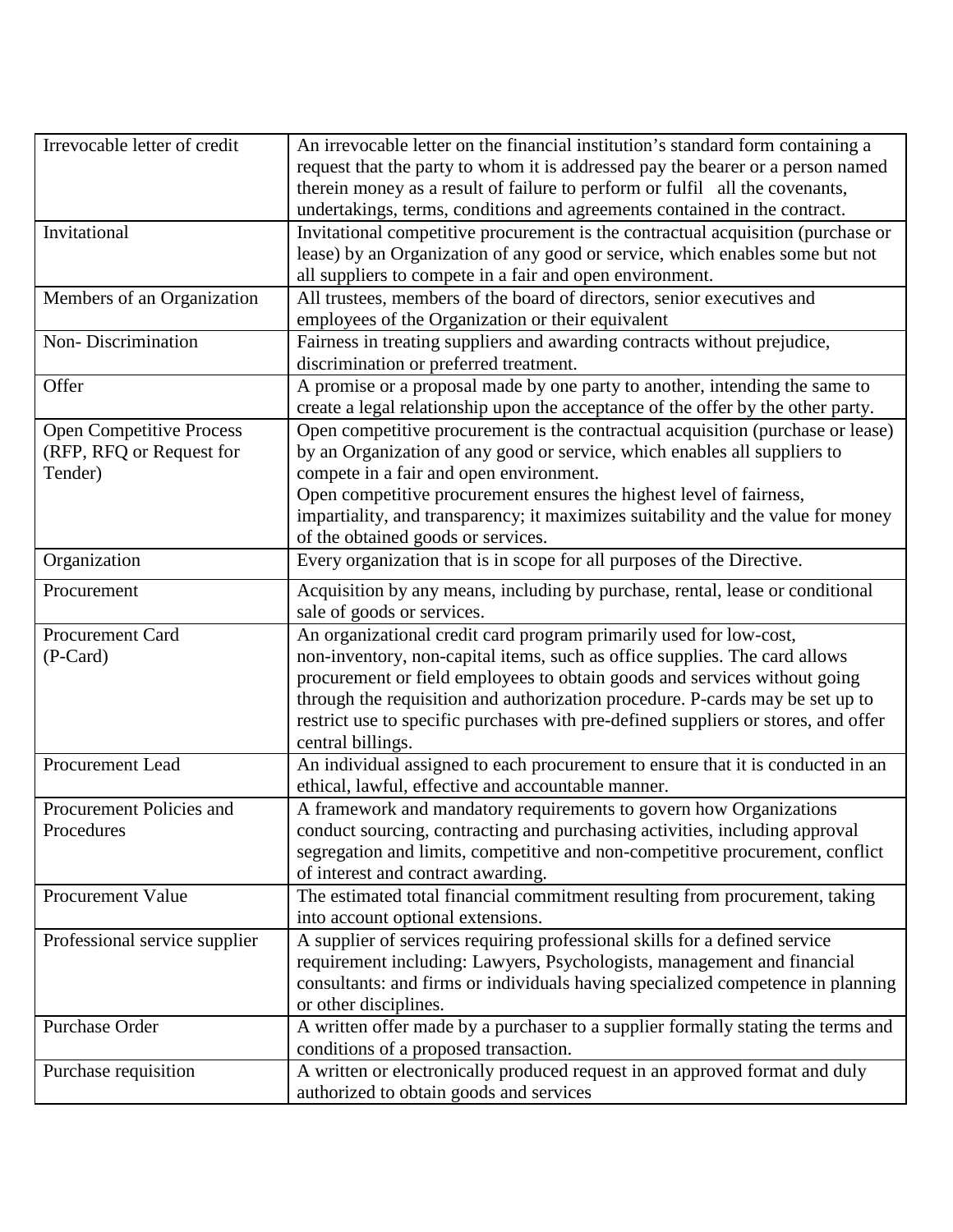| | |
|---|---|
| Irrevocable letter of credit | An irrevocable letter on the financial institution's standard form containing a request that the party to whom it is addressed pay the bearer or a person named therein money as a result of failure to perform or fulfil all the covenants, undertakings, terms, conditions and agreements contained in the contract. |
| Invitational | Invitational competitive procurement is the contractual acquisition (purchase or lease) by an Organization of any good or service, which enables some but not all suppliers to compete in a fair and open environment. |
| Members of an Organization | All trustees, members of the board of directors, senior executives and employees of the Organization or their equivalent |
| Non- Discrimination | Fairness in treating suppliers and awarding contracts without prejudice, discrimination or preferred treatment. |
| Offer | A promise or a proposal made by one party to another, intending the same to create a legal relationship upon the acceptance of the offer by the other party. |
| Open Competitive Process (RFP, RFQ or Request for Tender) | Open competitive procurement is the contractual acquisition (purchase or lease) by an Organization of any good or service, which enables all suppliers to compete in a fair and open environment.<br>Open competitive procurement ensures the highest level of fairness, impartiality, and transparency; it maximizes suitability and the value for money of the obtained goods or services. |
| Organization | Every organization that is in scope for all purposes of the Directive. |
| Procurement | Acquisition by any means, including by purchase, rental, lease or conditional sale of goods or services. |
| Procurement Card (P-Card) | An organizational credit card program primarily used for low-cost, non-inventory, non-capital items, such as office supplies. The card allows procurement or field employees to obtain goods and services without going through the requisition and authorization procedure. P-cards may be set up to restrict use to specific purchases with pre-defined suppliers or stores, and offer central billings. |
| Procurement Lead | An individual assigned to each procurement to ensure that it is conducted in an ethical, lawful, effective and accountable manner. |
| Procurement Policies and Procedures | A framework and mandatory requirements to govern how Organizations conduct sourcing, contracting and purchasing activities, including approval segregation and limits, competitive and non-competitive procurement, conflict of interest and contract awarding. |
| Procurement Value | The estimated total financial commitment resulting from procurement, taking into account optional extensions. |
| Professional service supplier | A supplier of services requiring professional skills for a defined service requirement including: Lawyers, Psychologists, management and financial consultants: and firms or individuals having specialized competence in planning or other disciplines. |
| Purchase Order | A written offer made by a purchaser to a supplier formally stating the terms and conditions of a proposed transaction. |
| Purchase requisition | A written or electronically produced request in an approved format and duly authorized to obtain goods and services |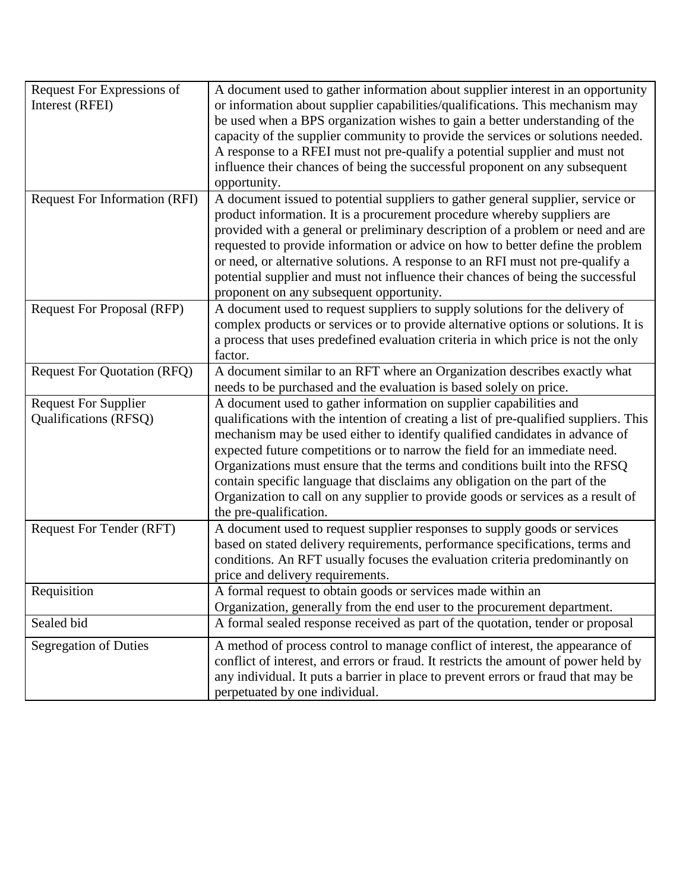| | |
|---|---|
| Request For Expressions of Interest (RFEI) | A document used to gather information about supplier interest in an opportunity or information about supplier capabilities/qualifications. This mechanism may be used when a BPS organization wishes to gain a better understanding of the capacity of the supplier community to provide the services or solutions needed. A response to a RFEI must not pre-qualify a potential supplier and must not influence their chances of being the successful proponent on any subsequent opportunity. |
| Request For Information (RFI) | A document issued to potential suppliers to gather general supplier, service or product information. It is a procurement procedure whereby suppliers are provided with a general or preliminary description of a problem or need and are requested to provide information or advice on how to better define the problem or need, or alternative solutions. A response to an RFI must not pre-qualify a potential supplier and must not influence their chances of being the successful proponent on any subsequent opportunity. |
| Request For Proposal (RFP) | A document used to request suppliers to supply solutions for the delivery of complex products or services or to provide alternative options or solutions. It is a process that uses predefined evaluation criteria in which price is not the only factor. |
| Request For Quotation (RFQ) | A document similar to an RFT where an Organization describes exactly what needs to be purchased and the evaluation is based solely on price. |
| Request For Supplier Qualifications (RFSQ) | A document used to gather information on supplier capabilities and qualifications with the intention of creating a list of pre-qualified suppliers. This mechanism may be used either to identify qualified candidates in advance of expected future competitions or to narrow the field for an immediate need. Organizations must ensure that the terms and conditions built into the RFSQ contain specific language that disclaims any obligation on the part of the Organization to call on any supplier to provide goods or services as a result of the pre-qualification. |
| Request For Tender (RFT) | A document used to request supplier responses to supply goods or services based on stated delivery requirements, performance specifications, terms and conditions. An RFT usually focuses the evaluation criteria predominantly on price and delivery requirements. |
| Requisition | A formal request to obtain goods or services made within an Organization, generally from the end user to the procurement department. |
| Sealed bid | A formal sealed response received as part of the quotation, tender or proposal |
| Segregation of Duties | A method of process control to manage conflict of interest, the appearance of conflict of interest, and errors or fraud. It restricts the amount of power held by any individual. It puts a barrier in place to prevent errors or fraud that may be perpetuated by one individual. |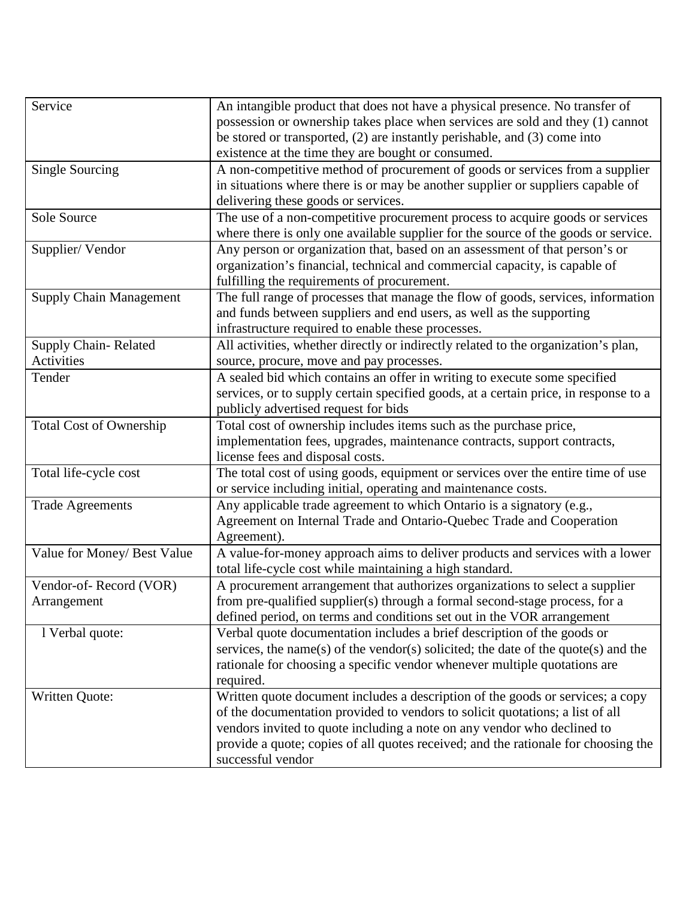| | |
|---|---|
| Service | An intangible product that does not have a physical presence. No transfer of possession or ownership takes place when services are sold and they (1) cannot be stored or transported, (2) are instantly perishable, and (3) come into existence at the time they are bought or consumed. |
| Single Sourcing | A non-competitive method of procurement of goods or services from a supplier in situations where there is or may be another supplier or suppliers capable of delivering these goods or services. |
| Sole Source | The use of a non-competitive procurement process to acquire goods or services where there is only one available supplier for the source of the goods or service. |
| Supplier/ Vendor | Any person or organization that, based on an assessment of that person's or organization's financial, technical and commercial capacity, is capable of fulfilling the requirements of procurement. |
| Supply Chain Management | The full range of processes that manage the flow of goods, services, information and funds between suppliers and end users, as well as the supporting infrastructure required to enable these processes. |
| Supply Chain- Related Activities | All activities, whether directly or indirectly related to the organization's plan, source, procure, move and pay processes. |
| Tender | A sealed bid which contains an offer in writing to execute some specified services, or to supply certain specified goods, at a certain price, in response to a publicly advertised request for bids |
| Total Cost of Ownership | Total cost of ownership includes items such as the purchase price, implementation fees, upgrades, maintenance contracts, support contracts, license fees and disposal costs. |
| Total life-cycle cost | The total cost of using goods, equipment or services over the entire time of use or service including initial, operating and maintenance costs. |
| Trade Agreements | Any applicable trade agreement to which Ontario is a signatory (e.g., Agreement on Internal Trade and Ontario-Quebec Trade and Cooperation Agreement). |
| Value for Money/ Best Value | A value-for-money approach aims to deliver products and services with a lower total life-cycle cost while maintaining a high standard. |
| Vendor-of- Record (VOR) Arrangement | A procurement arrangement that authorizes organizations to select a supplier from pre-qualified supplier(s) through a formal second-stage process, for a defined period, on terms and conditions set out in the VOR arrangement |
| l Verbal quote: | Verbal quote documentation includes a brief description of the goods or services, the name(s) of the vendor(s) solicited; the date of the quote(s) and the rationale for choosing a specific vendor whenever multiple quotations are required. |
| Written Quote: | Written quote document includes a description of the goods or services; a copy of the documentation provided to vendors to solicit quotations; a list of all vendors invited to quote including a note on any vendor who declined to provide a quote; copies of all quotes received; and the rationale for choosing the successful vendor |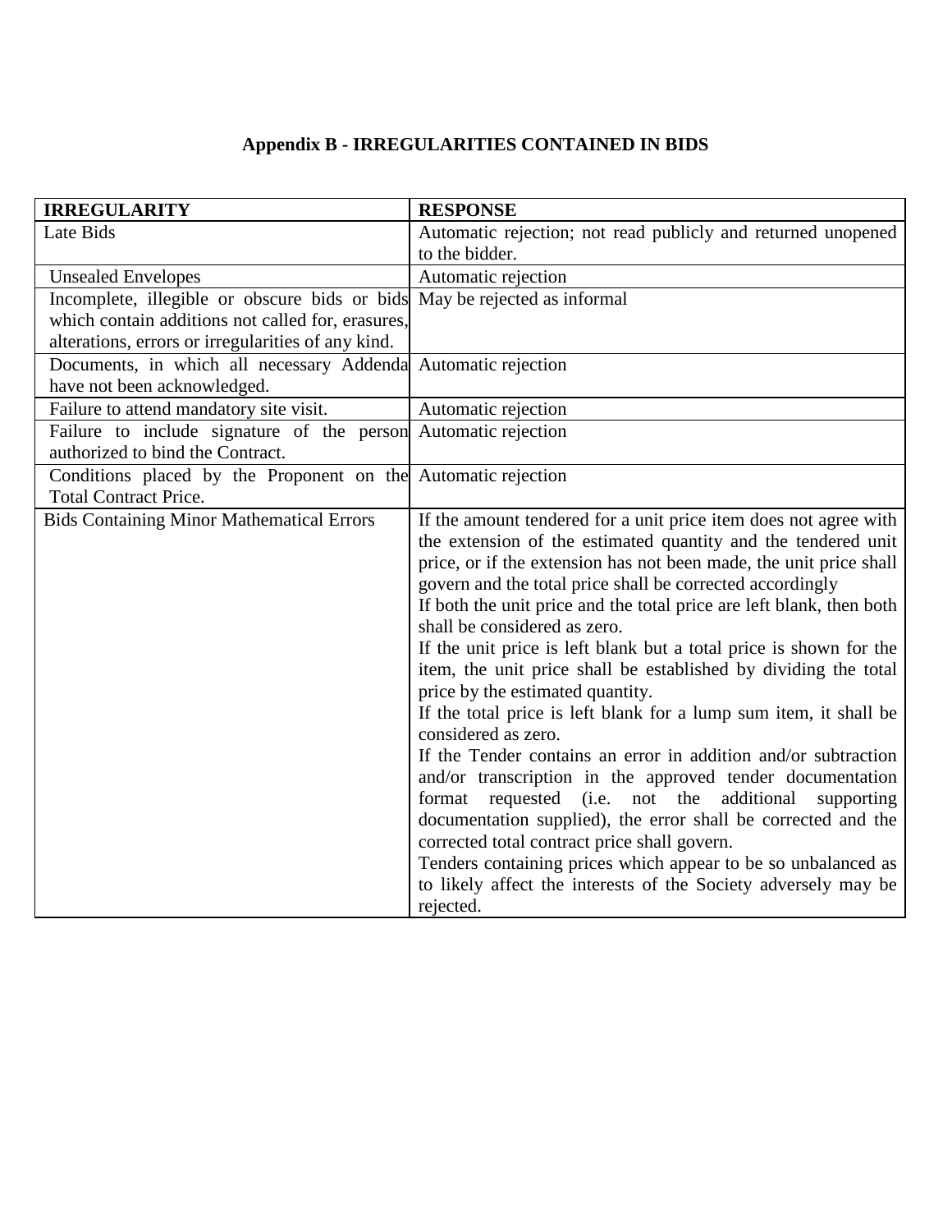# Appendix B - IRREGULARITIES CONTAINED IN BIDS

| IRREGULARITY | RESPONSE |
|---|---|
| Late Bids | Automatic rejection; not read publicly and returned unopened to the bidder. |
| Unsealed Envelopes | Automatic rejection |
| Incomplete, illegible or obscure bids or bids which contain additions not called for, erasures, alterations, errors or irregularities of any kind. | May be rejected as informal |
| Documents, in which all necessary Addenda have not been acknowledged. | Automatic rejection |
| Failure to attend mandatory site visit. | Automatic rejection |
| Failure to include signature of the person authorized to bind the Contract. | Automatic rejection |
| Conditions placed by the Proponent on the Total Contract Price. | Automatic rejection |
| Bids Containing Minor Mathematical Errors | If the amount tendered for a unit price item does not agree with the extension of the estimated quantity and the tendered unit price, or if the extension has not been made, the unit price shall govern and the total price shall be corrected accordingly<br>If both the unit price and the total price are left blank, then both shall be considered as zero.<br>If the unit price is left blank but a total price is shown for the item, the unit price shall be established by dividing the total price by the estimated quantity.<br>If the total price is left blank for a lump sum item, it shall be considered as zero.<br>If the Tender contains an error in addition and/or subtraction and/or transcription in the approved tender documentation format requested (i.e. not the additional supporting documentation supplied), the error shall be corrected and the corrected total contract price shall govern.<br>Tenders containing prices which appear to be so unbalanced as to likely affect the interests of the Society adversely may be rejected. |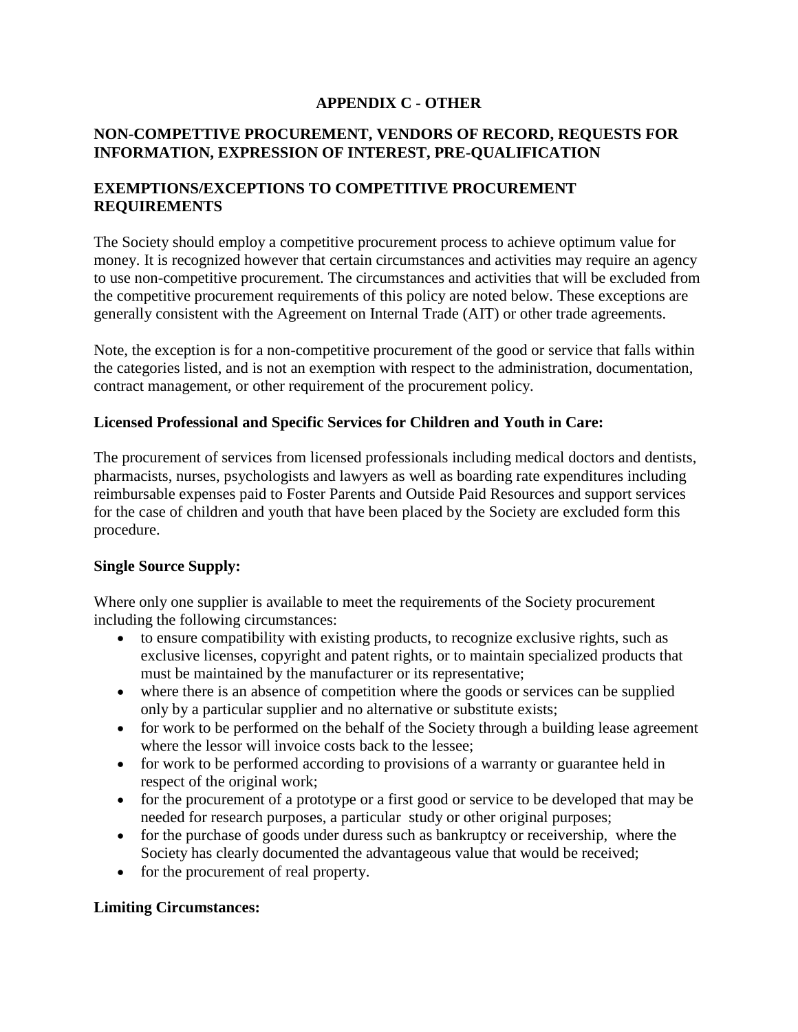## APPENDIX C - OTHER

## NON-COMPETTIVE PROCUREMENT, VENDORS OF RECORD, REQUESTS FOR INFORMATION, EXPRESSION OF INTEREST, PRE-QUALIFICATION

### EXEMPTIONS/EXCEPTIONS TO COMPETITIVE PROCUREMENT REQUIREMENTS

The Society should employ a competitive procurement process to achieve optimum value for money. It is recognized however that certain circumstances and activities may require an agency to use non-competitive procurement. The circumstances and activities that will be excluded from the competitive procurement requirements of this policy are noted below. These exceptions are generally consistent with the Agreement on Internal Trade (AIT) or other trade agreements.

Note, the exception is for a non-competitive procurement of the good or service that falls within the categories listed, and is not an exemption with respect to the administration, documentation, contract management, or other requirement of the procurement policy.

**Licensed Professional and Specific Services for Children and Youth in Care:**

The procurement of services from licensed professionals including medical doctors and dentists, pharmacists, nurses, psychologists and lawyers as well as boarding rate expenditures including reimbursable expenses paid to Foster Parents and Outside Paid Resources and support services for the case of children and youth that have been placed by the Society are excluded form this procedure.

**Single Source Supply:**

Where only one supplier is available to meet the requirements of the Society procurement including the following circumstances:

- to ensure compatibility with existing products, to recognize exclusive rights, such as exclusive licenses, copyright and patent rights, or to maintain specialized products that must be maintained by the manufacturer or its representative;
- where there is an absence of competition where the goods or services can be supplied only by a particular supplier and no alternative or substitute exists;
- for work to be performed on the behalf of the Society through a building lease agreement where the lessor will invoice costs back to the lessee;
- for work to be performed according to provisions of a warranty or guarantee held in respect of the original work;
- for the procurement of a prototype or a first good or service to be developed that may be needed for research purposes, a particular study or other original purposes;
- for the purchase of goods under duress such as bankruptcy or receivership, where the Society has clearly documented the advantageous value that would be received;
- for the procurement of real property.

**Limiting Circumstances:**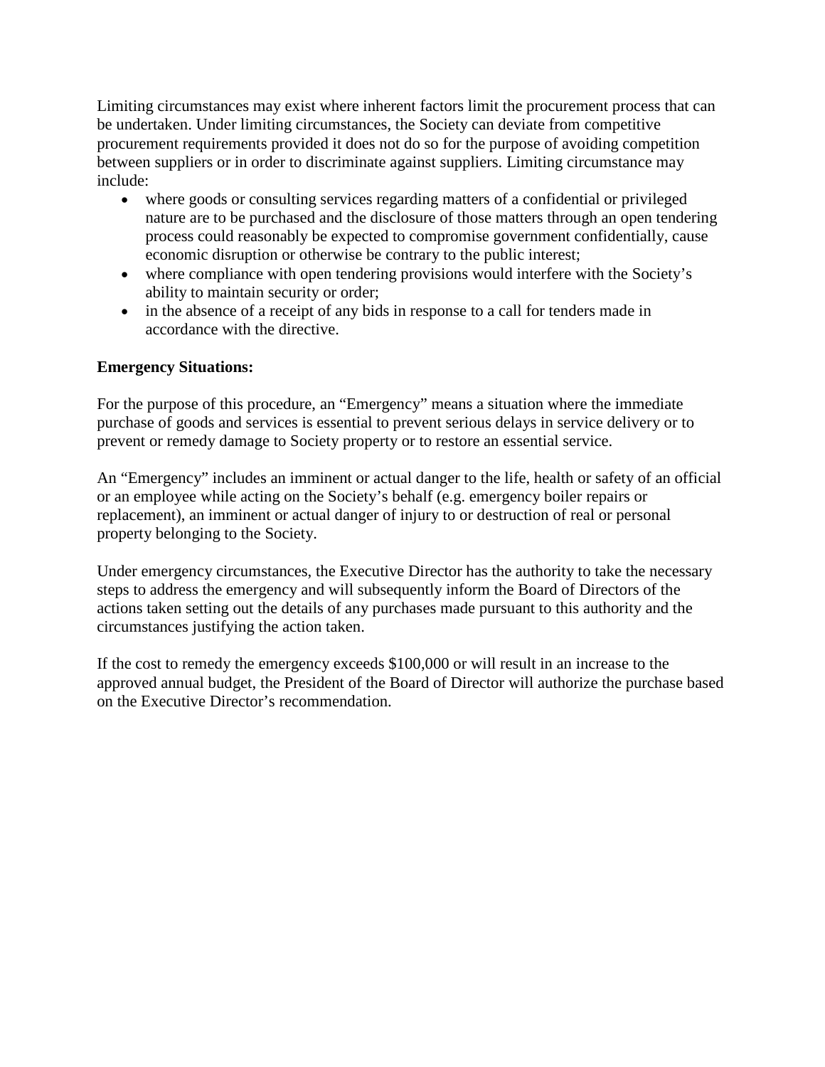Limiting circumstances may exist where inherent factors limit the procurement process that can be undertaken. Under limiting circumstances, the Society can deviate from competitive procurement requirements provided it does not do so for the purpose of avoiding competition between suppliers or in order to discriminate against suppliers. Limiting circumstance may include:

- where goods or consulting services regarding matters of a confidential or privileged nature are to be purchased and the disclosure of those matters through an open tendering process could reasonably be expected to compromise government confidentially, cause economic disruption or otherwise be contrary to the public interest;
- where compliance with open tendering provisions would interfere with the Society's ability to maintain security or order;
- in the absence of a receipt of any bids in response to a call for tenders made in accordance with the directive.

**Emergency Situations:**

For the purpose of this procedure, an "Emergency" means a situation where the immediate purchase of goods and services is essential to prevent serious delays in service delivery or to prevent or remedy damage to Society property or to restore an essential service.

An "Emergency" includes an imminent or actual danger to the life, health or safety of an official or an employee while acting on the Society's behalf (e.g. emergency boiler repairs or replacement), an imminent or actual danger of injury to or destruction of real or personal property belonging to the Society.

Under emergency circumstances, the Executive Director has the authority to take the necessary steps to address the emergency and will subsequently inform the Board of Directors of the actions taken setting out the details of any purchases made pursuant to this authority and the circumstances justifying the action taken.

If the cost to remedy the emergency exceeds $100,000 or will result in an increase to the approved annual budget, the President of the Board of Director will authorize the purchase based on the Executive Director's recommendation.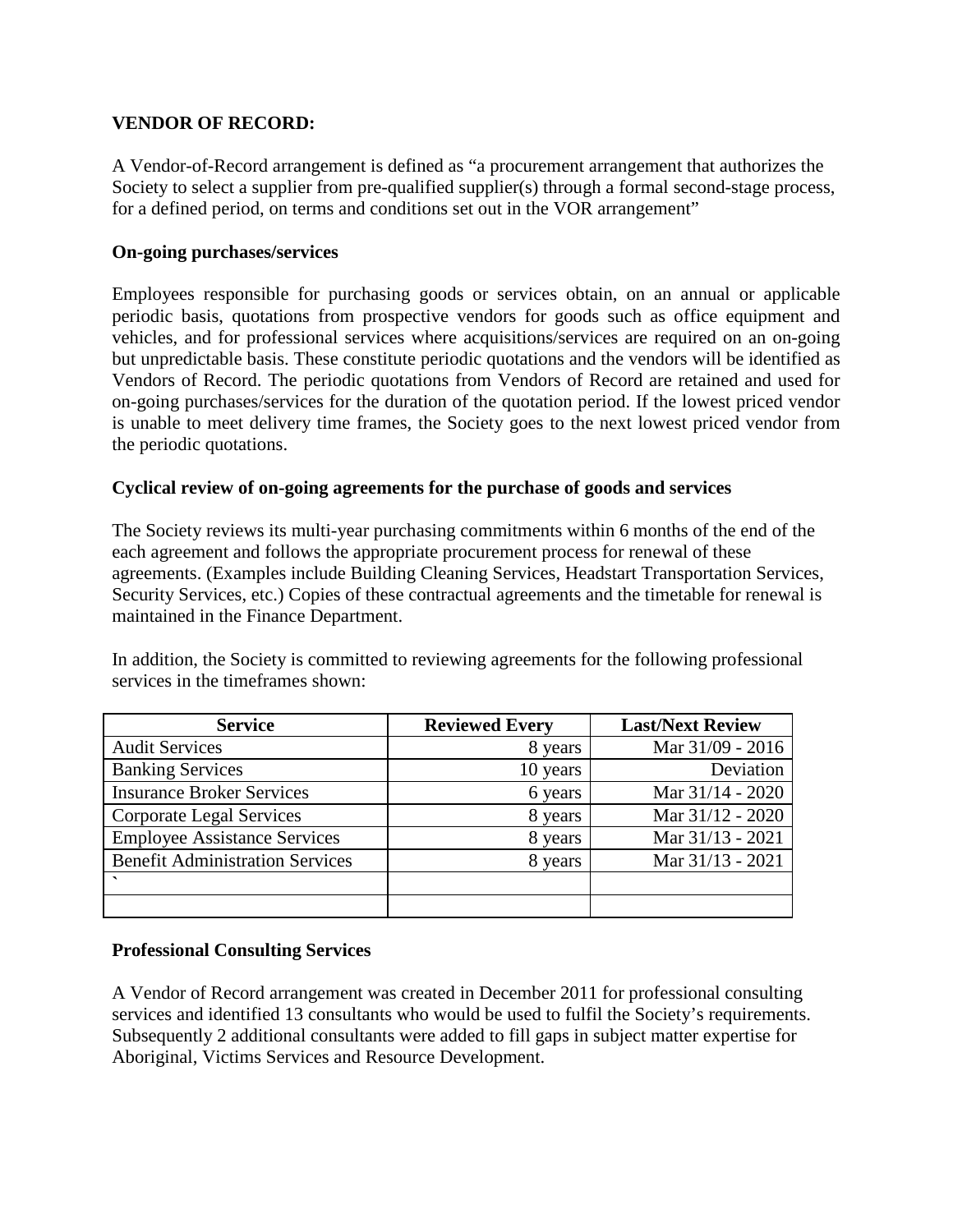**VENDOR OF RECORD:**

A Vendor-of-Record arrangement is defined as "a procurement arrangement that authorizes the Society to select a supplier from pre-qualified supplier(s) through a formal second-stage process, for a defined period, on terms and conditions set out in the VOR arrangement"

**On-going purchases/services**

Employees responsible for purchasing goods or services obtain, on an annual or applicable periodic basis, quotations from prospective vendors for goods such as office equipment and vehicles, and for professional services where acquisitions/services are required on an on-going but unpredictable basis. These constitute periodic quotations and the vendors will be identified as Vendors of Record. The periodic quotations from Vendors of Record are retained and used for on-going purchases/services for the duration of the quotation period. If the lowest priced vendor is unable to meet delivery time frames, the Society goes to the next lowest priced vendor from the periodic quotations.

**Cyclical review of on-going agreements for the purchase of goods and services**

The Society reviews its multi-year purchasing commitments within 6 months of the end of the each agreement and follows the appropriate procurement process for renewal of these agreements. (Examples include Building Cleaning Services, Headstart Transportation Services, Security Services, etc.) Copies of these contractual agreements and the timetable for renewal is maintained in the Finance Department.

In addition, the Society is committed to reviewing agreements for the following professional services in the timeframes shown:

| Service | Reviewed Every | Last/Next Review |
|---|---:|---:|
| Audit Services | 8 years | Mar 31/09 - 2016 |
| Banking Services | 10 years | Deviation |
| Insurance Broker Services | 6 years | Mar 31/14 - 2020 |
| Corporate Legal Services | 8 years | Mar 31/12 - 2020 |
| Employee Assistance Services | 8 years | Mar 31/13 - 2021 |
| Benefit Administration Services | 8 years | Mar 31/13 - 2021 |
| ` | | |
| | | |

**Professional Consulting Services**

A Vendor of Record arrangement was created in December 2011 for professional consulting services and identified 13 consultants who would be used to fulfil the Society's requirements. Subsequently 2 additional consultants were added to fill gaps in subject matter expertise for Aboriginal, Victims Services and Resource Development.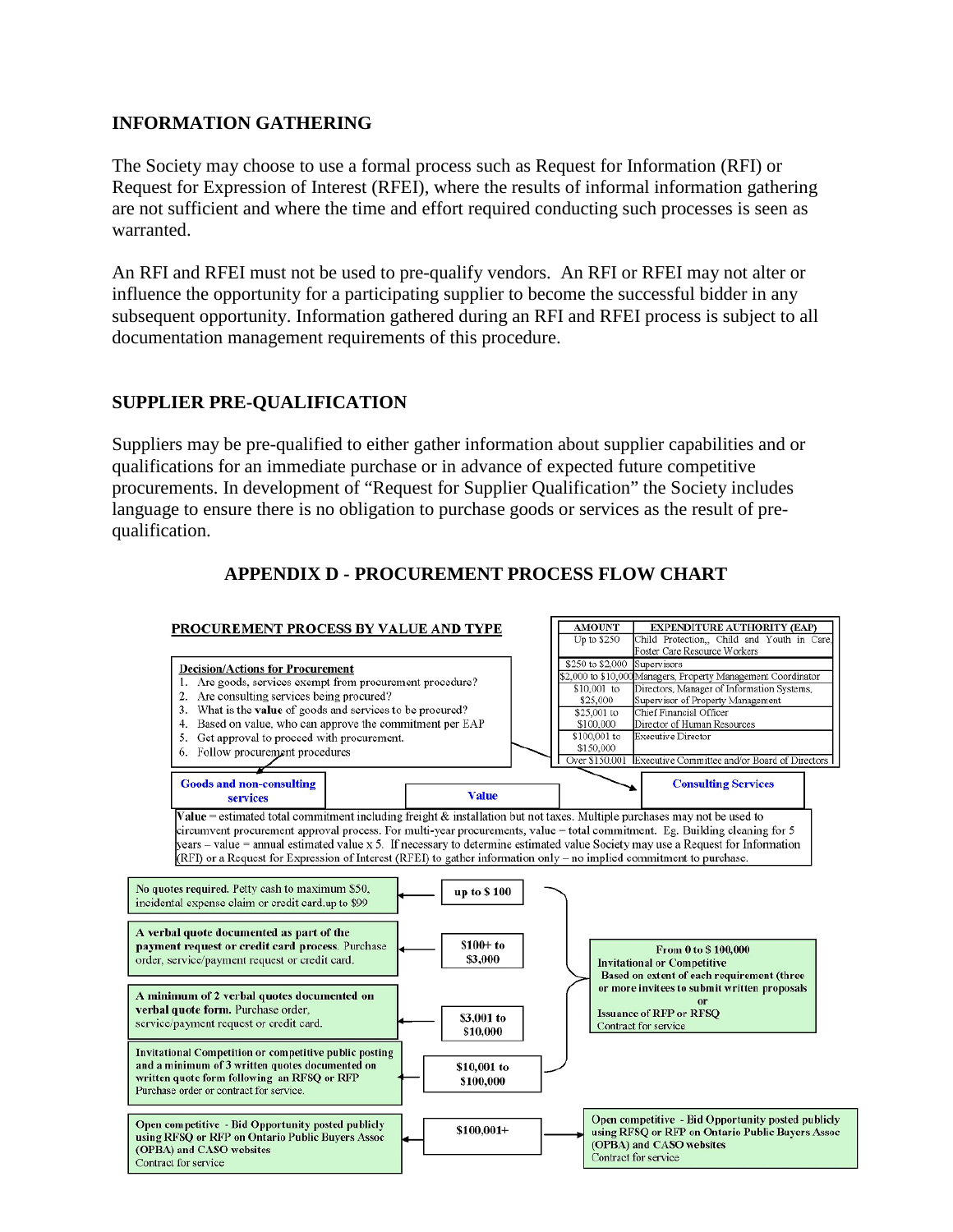## INFORMATION GATHERING

The Society may choose to use a formal process such as Request for Information (RFI) or Request for Expression of Interest (RFEI), where the results of informal information gathering are not sufficient and where the time and effort required conducting such processes is seen as warranted.

An RFI and RFEI must not be used to pre-qualify vendors. An RFI or RFEI may not alter or influence the opportunity for a participating supplier to become the successful bidder in any subsequent opportunity. Information gathered during an RFI and RFEI process is subject to all documentation management requirements of this procedure.

## SUPPLIER PRE-QUALIFICATION

Suppliers may be pre-qualified to either gather information about supplier capabilities and or qualifications for an immediate purchase or in advance of expected future competitive procurements. In development of "Request for Supplier Qualification" the Society includes language to ensure there is no obligation to purchase goods or services as the result of pre-qualification.

## APPENDIX D - PROCUREMENT PROCESS FLOW CHART

**PROCUREMENT PROCESS BY VALUE AND TYPE**

| AMOUNT | EXPENDITURE AUTHORITY (EAP) |
|---|---|
| Up to $250 | Child Protection,, Child and Youth in Care, Foster Care Resource Workers |
| $250 to $2,000 | Supervisors |
| $2,000 to $10,000 | Managers, Property Management Coordinator |
| $10,001 to $25,000 | Directors, Manager of Information Systems, Supervisor of Property Management |
| $25,001 to $100,000 | Chief Financial Officer<br>Director of Human Resources |
| $100,001 to $150,000 | Executive Director |
| Over $150,001 | Executive Committee and/or Board of Directors |

**Decision/Actions for Procurement**

1. Are goods, services exempt from procurement procedure?
2. Are consulting services being procured?
3. What is the **value** of goods and services to be procured?
4. Based on value, who can approve the commitment per EAP
5. Get approval to proceed with procurement.
6. Follow procurement procedures

Goods and non-consulting services

Value

Consulting Services

**Value** = estimated total commitment including freight & installation but not taxes. Multiple purchases may not be used to circumvent procurement approval process. For multi-year procurements, value = total commitment. Eg. Building cleaning for 5 years – value = annual estimated value x 5. If necessary to determine estimated value Society may use a Request for Information (RFI) or a Request for Expression of Interest (RFEI) to gather information only – no implied commitment to purchase.

up to $ 100

**No quotes required.** Petty cash to maximum $50, incidental expense claim or credit card.up to $99

$100+ to $3,000

**A verbal quote documented as part of the payment request or credit card process.** Purchase order, service/payment request or credit card.

$3,001 to $10,000

**A minimum of 2 verbal quotes documented on verbal quote form.** Purchase order, service/payment request or credit card.

$10,001 to $100,000

**Invitational Competition or competitive public posting and a minimum of 3 written quotes documented on written quote form following an RFSQ or RFP**
Purchase order or contract for service.

$100,001+

**Open competitive - Bid Opportunity posted publicly using RFSQ or RFP on Ontario Public Buyers Assoc (OPBA) and CASO websites**
Contract for service

Consulting Services:

**From 0 to $ 100,000**
**Invitational or Competitive**
**Based on extent of each requirement (three or more invitees to submit written proposals**
**or**
**Issuance of RFP or RFSQ**
Contract for service

**Open competitive - Bid Opportunity posted publicly using RFSQ or RFP on Ontario Public Buyers Assoc (OPBA) and CASO websites**
Contract for service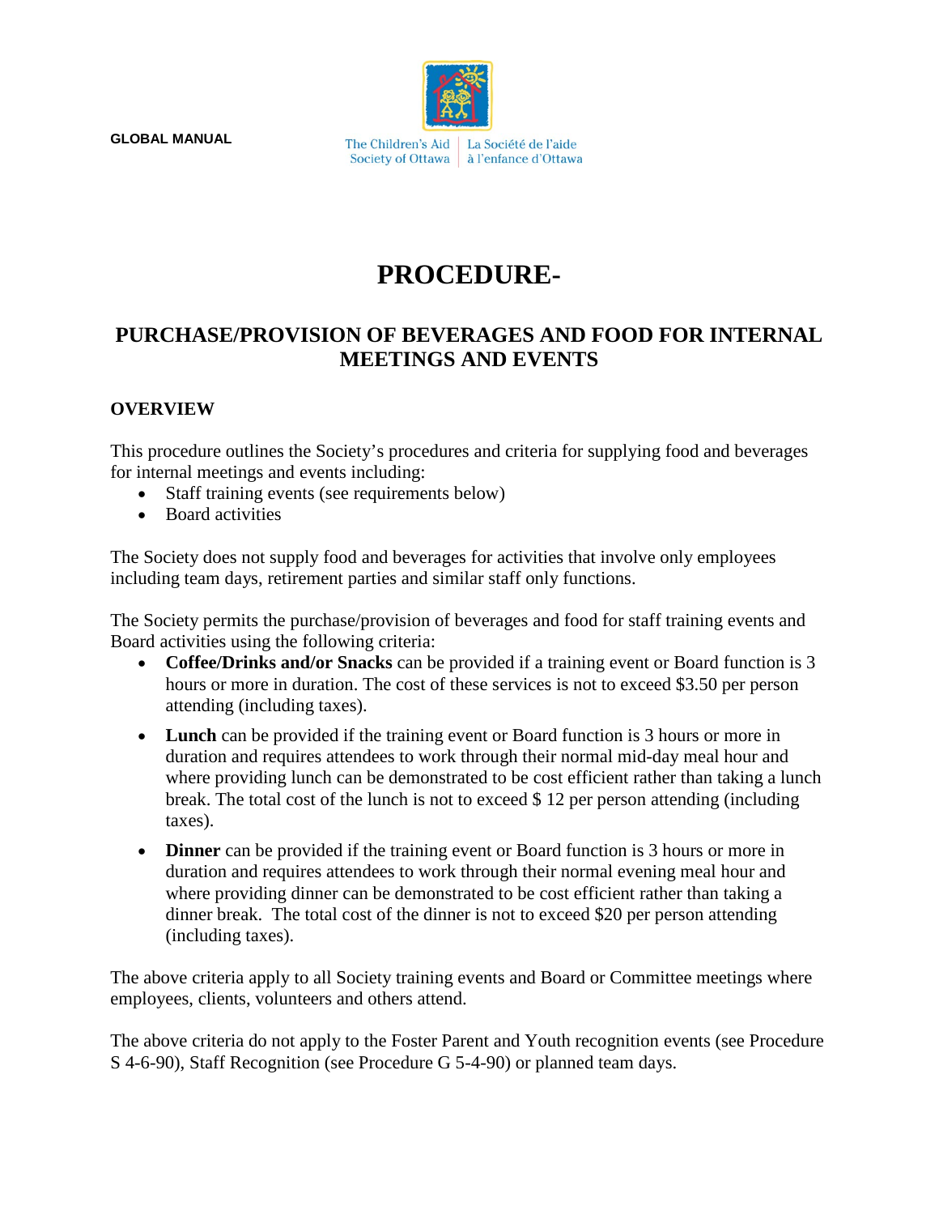GLOBAL MANUAL

The Children's Aid Society of Ottawa | La Société de l'aide à l'enfance d'Ottawa

# PROCEDURE-

## PURCHASE/PROVISION OF BEVERAGES AND FOOD FOR INTERNAL MEETINGS AND EVENTS

### OVERVIEW

This procedure outlines the Society's procedures and criteria for supplying food and beverages for internal meetings and events including:

- Staff training events (see requirements below)
- Board activities

The Society does not supply food and beverages for activities that involve only employees including team days, retirement parties and similar staff only functions.

The Society permits the purchase/provision of beverages and food for staff training events and Board activities using the following criteria:

- **Coffee/Drinks and/or Snacks** can be provided if a training event or Board function is 3 hours or more in duration. The cost of these services is not to exceed $3.50 per person attending (including taxes).
- **Lunch** can be provided if the training event or Board function is 3 hours or more in duration and requires attendees to work through their normal mid-day meal hour and where providing lunch can be demonstrated to be cost efficient rather than taking a lunch break. The total cost of the lunch is not to exceed $ 12 per person attending (including taxes).
- **Dinner** can be provided if the training event or Board function is 3 hours or more in duration and requires attendees to work through their normal evening meal hour and where providing dinner can be demonstrated to be cost efficient rather than taking a dinner break. The total cost of the dinner is not to exceed $20 per person attending (including taxes).

The above criteria apply to all Society training events and Board or Committee meetings where employees, clients, volunteers and others attend.

The above criteria do not apply to the Foster Parent and Youth recognition events (see Procedure S 4-6-90), Staff Recognition (see Procedure G 5-4-90) or planned team days.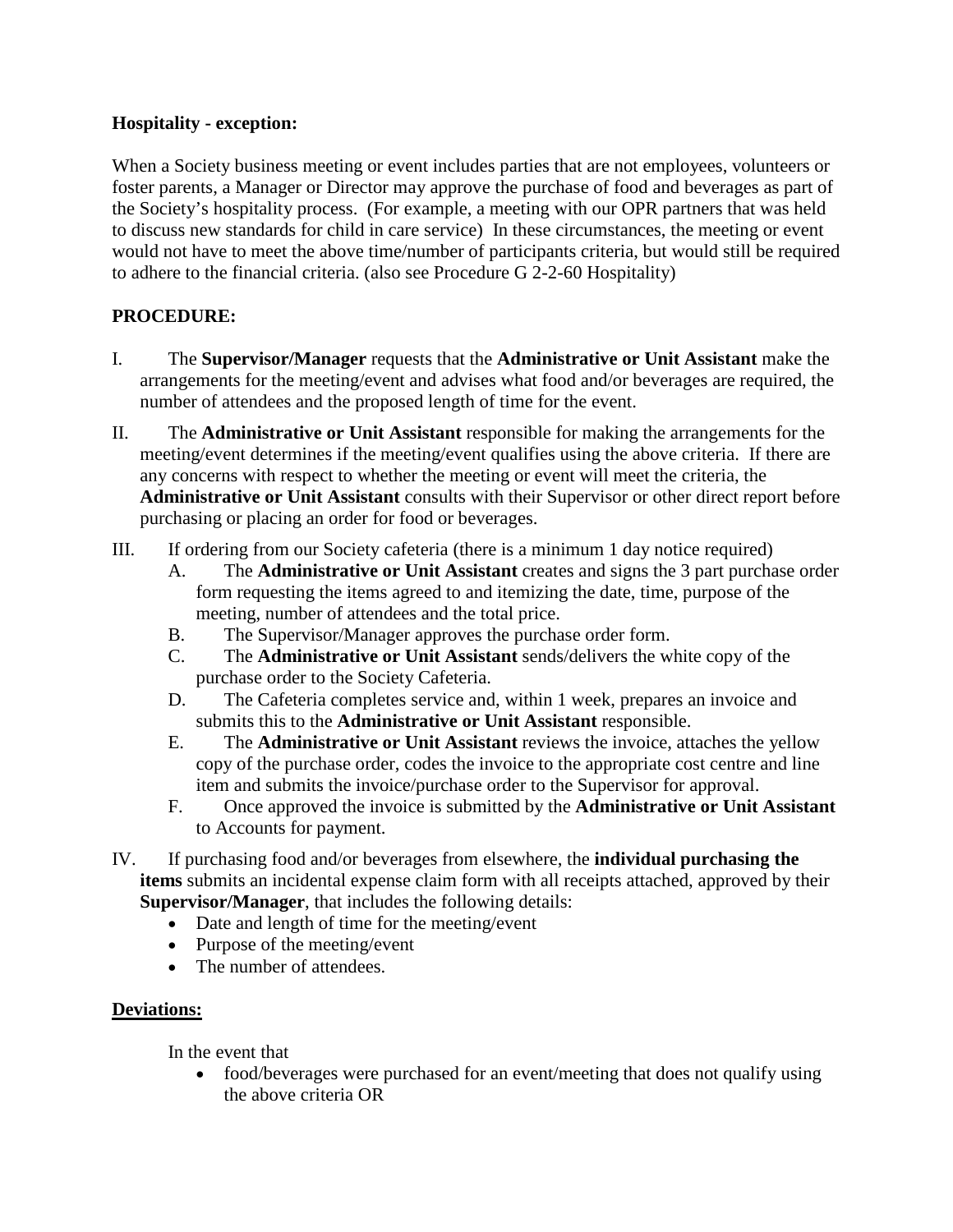**Hospitality - exception:**

When a Society business meeting or event includes parties that are not employees, volunteers or foster parents, a Manager or Director may approve the purchase of food and beverages as part of the Society's hospitality process. (For example, a meeting with our OPR partners that was held to discuss new standards for child in care service) In these circumstances, the meeting or event would not have to meet the above time/number of participants criteria, but would still be required to adhere to the financial criteria. (also see Procedure G 2-2-60 Hospitality)

**PROCEDURE:**

I. The **Supervisor/Manager** requests that the **Administrative or Unit Assistant** make the arrangements for the meeting/event and advises what food and/or beverages are required, the number of attendees and the proposed length of time for the event.

II. The **Administrative or Unit Assistant** responsible for making the arrangements for the meeting/event determines if the meeting/event qualifies using the above criteria. If there are any concerns with respect to whether the meeting or event will meet the criteria, the **Administrative or Unit Assistant** consults with their Supervisor or other direct report before purchasing or placing an order for food or beverages.

III. If ordering from our Society cafeteria (there is a minimum 1 day notice required)
   A. The **Administrative or Unit Assistant** creates and signs the 3 part purchase order form requesting the items agreed to and itemizing the date, time, purpose of the meeting, number of attendees and the total price.
   B. The Supervisor/Manager approves the purchase order form.
   C. The **Administrative or Unit Assistant** sends/delivers the white copy of the purchase order to the Society Cafeteria.
   D. The Cafeteria completes service and, within 1 week, prepares an invoice and submits this to the **Administrative or Unit Assistant** responsible.
   E. The **Administrative or Unit Assistant** reviews the invoice, attaches the yellow copy of the purchase order, codes the invoice to the appropriate cost centre and line item and submits the invoice/purchase order to the Supervisor for approval.
   F. Once approved the invoice is submitted by the **Administrative or Unit Assistant** to Accounts for payment.

IV. If purchasing food and/or beverages from elsewhere, the **individual purchasing the items** submits an incidental expense claim form with all receipts attached, approved by their **Supervisor/Manager**, that includes the following details:
   - Date and length of time for the meeting/event
   - Purpose of the meeting/event
   - The number of attendees.

**Deviations:**

In the event that

- food/beverages were purchased for an event/meeting that does not qualify using the above criteria OR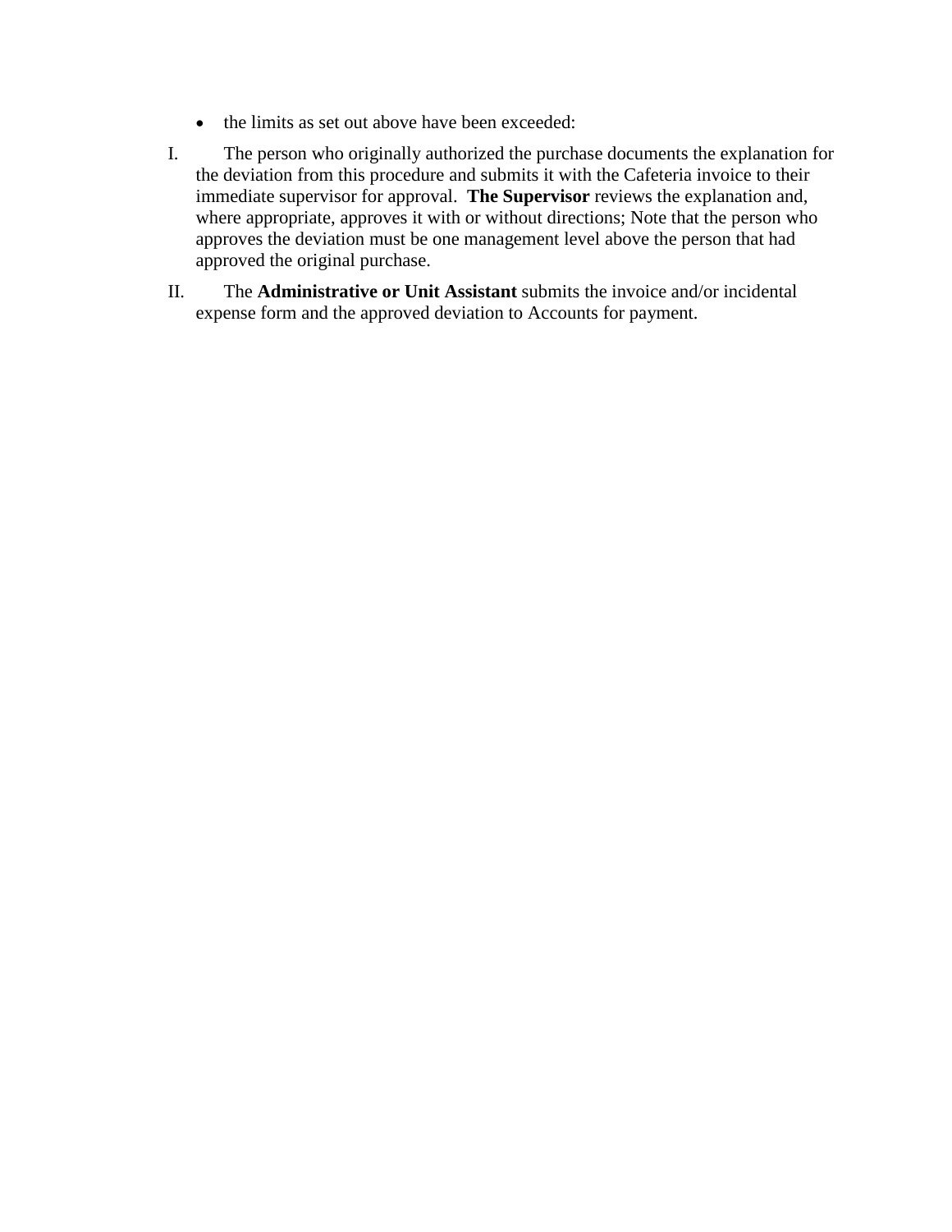- the limits as set out above have been exceeded:

I. The person who originally authorized the purchase documents the explanation for the deviation from this procedure and submits it with the Cafeteria invoice to their immediate supervisor for approval. **The Supervisor** reviews the explanation and, where appropriate, approves it with or without directions; Note that the person who approves the deviation must be one management level above the person that had approved the original purchase.

II. The **Administrative or Unit Assistant** submits the invoice and/or incidental expense form and the approved deviation to Accounts for payment.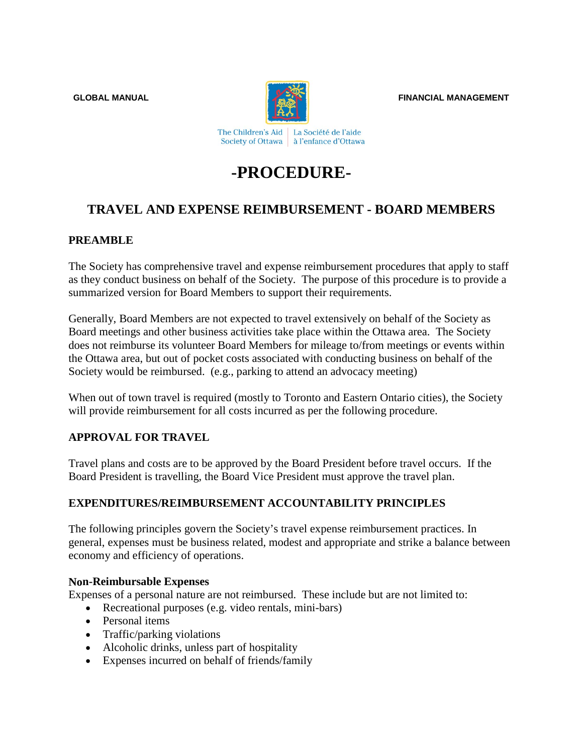# -PROCEDURE-

## TRAVEL AND EXPENSE REIMBURSEMENT - BOARD MEMBERS

### PREAMBLE

The Society has comprehensive travel and expense reimbursement procedures that apply to staff as they conduct business on behalf of the Society. The purpose of this procedure is to provide a summarized version for Board Members to support their requirements.

Generally, Board Members are not expected to travel extensively on behalf of the Society as Board meetings and other business activities take place within the Ottawa area. The Society does not reimburse its volunteer Board Members for mileage to/from meetings or events within the Ottawa area, but out of pocket costs associated with conducting business on behalf of the Society would be reimbursed. (e.g., parking to attend an advocacy meeting)

When out of town travel is required (mostly to Toronto and Eastern Ontario cities), the Society will provide reimbursement for all costs incurred as per the following procedure.

### APPROVAL FOR TRAVEL

Travel plans and costs are to be approved by the Board President before travel occurs. If the Board President is travelling, the Board Vice President must approve the travel plan.

### EXPENDITURES/REIMBURSEMENT ACCOUNTABILITY PRINCIPLES

The following principles govern the Society's travel expense reimbursement practices. In general, expenses must be business related, modest and appropriate and strike a balance between economy and efficiency of operations.

**Non-Reimbursable Expenses**

Expenses of a personal nature are not reimbursed. These include but are not limited to:

- Recreational purposes (e.g. video rentals, mini-bars)
- Personal items
- Traffic/parking violations
- Alcoholic drinks, unless part of hospitality
- Expenses incurred on behalf of friends/family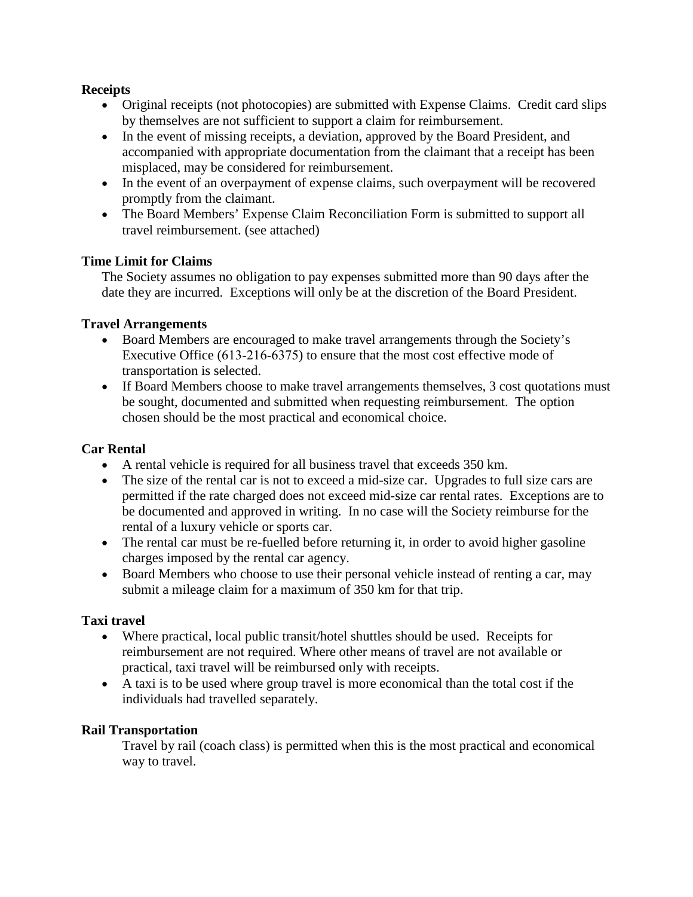**Receipts**

- Original receipts (not photocopies) are submitted with Expense Claims. Credit card slips by themselves are not sufficient to support a claim for reimbursement.
- In the event of missing receipts, a deviation, approved by the Board President, and accompanied with appropriate documentation from the claimant that a receipt has been misplaced, may be considered for reimbursement.
- In the event of an overpayment of expense claims, such overpayment will be recovered promptly from the claimant.
- The Board Members' Expense Claim Reconciliation Form is submitted to support all travel reimbursement. (see attached)

**Time Limit for Claims**

The Society assumes no obligation to pay expenses submitted more than 90 days after the date they are incurred. Exceptions will only be at the discretion of the Board President.

**Travel Arrangements**

- Board Members are encouraged to make travel arrangements through the Society's Executive Office (613-216-6375) to ensure that the most cost effective mode of transportation is selected.
- If Board Members choose to make travel arrangements themselves, 3 cost quotations must be sought, documented and submitted when requesting reimbursement. The option chosen should be the most practical and economical choice.

**Car Rental**

- A rental vehicle is required for all business travel that exceeds 350 km.
- The size of the rental car is not to exceed a mid-size car. Upgrades to full size cars are permitted if the rate charged does not exceed mid-size car rental rates. Exceptions are to be documented and approved in writing. In no case will the Society reimburse for the rental of a luxury vehicle or sports car.
- The rental car must be re-fuelled before returning it, in order to avoid higher gasoline charges imposed by the rental car agency.
- Board Members who choose to use their personal vehicle instead of renting a car, may submit a mileage claim for a maximum of 350 km for that trip.

**Taxi travel**

- Where practical, local public transit/hotel shuttles should be used. Receipts for reimbursement are not required. Where other means of travel are not available or practical, taxi travel will be reimbursed only with receipts.
- A taxi is to be used where group travel is more economical than the total cost if the individuals had travelled separately.

**Rail Transportation**

Travel by rail (coach class) is permitted when this is the most practical and economical way to travel.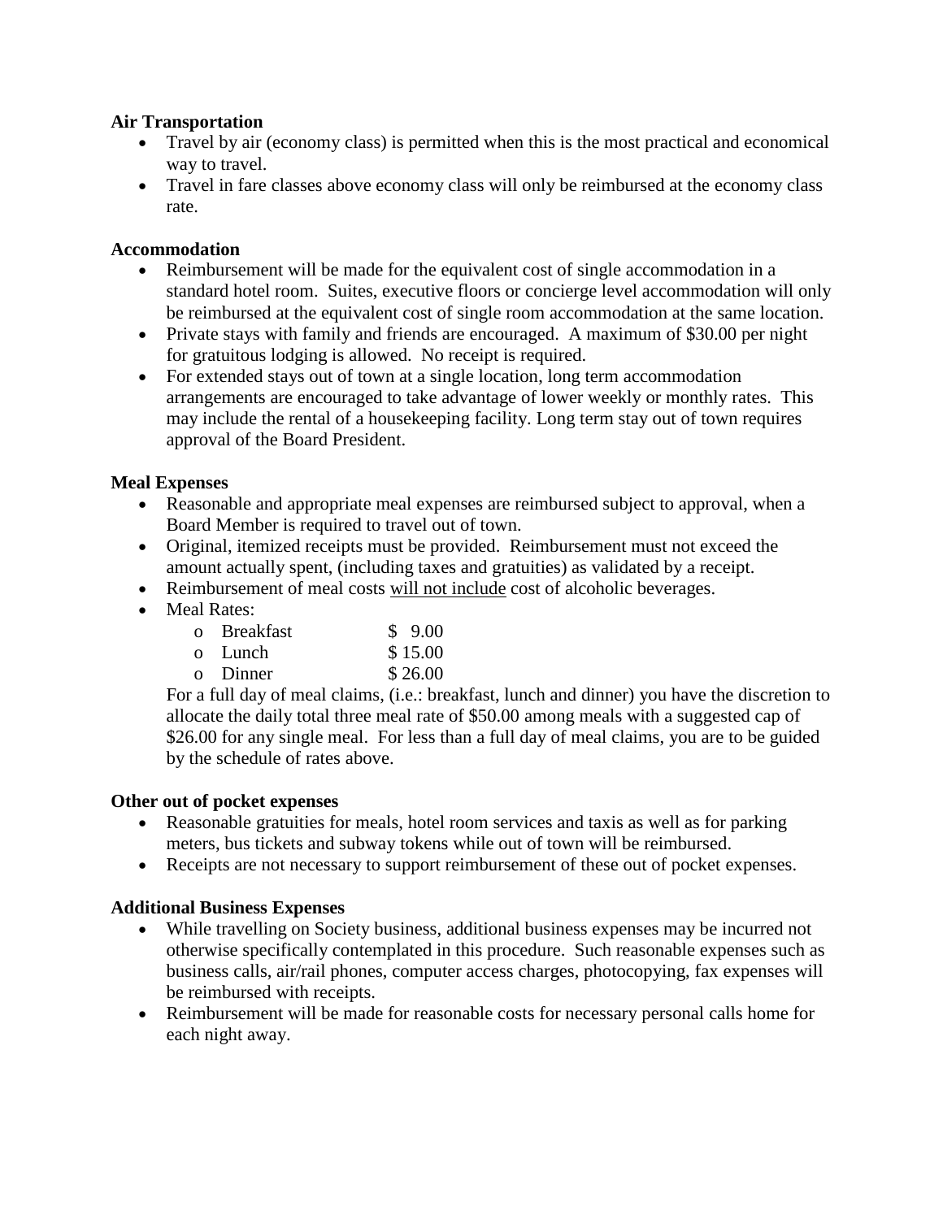**Air Transportation**

- Travel by air (economy class) is permitted when this is the most practical and economical way to travel.
- Travel in fare classes above economy class will only be reimbursed at the economy class rate.

**Accommodation**

- Reimbursement will be made for the equivalent cost of single accommodation in a standard hotel room. Suites, executive floors or concierge level accommodation will only be reimbursed at the equivalent cost of single room accommodation at the same location.
- Private stays with family and friends are encouraged. A maximum of $30.00 per night for gratuitous lodging is allowed. No receipt is required.
- For extended stays out of town at a single location, long term accommodation arrangements are encouraged to take advantage of lower weekly or monthly rates. This may include the rental of a housekeeping facility. Long term stay out of town requires approval of the Board President.

**Meal Expenses**

- Reasonable and appropriate meal expenses are reimbursed subject to approval, when a Board Member is required to travel out of town.
- Original, itemized receipts must be provided. Reimbursement must not exceed the amount actually spent, (including taxes and gratuities) as validated by a receipt.
- Reimbursement of meal costs <u>will not include</u> cost of alcoholic beverages.
- Meal Rates:
  - Breakfast $ 9.00
  - Lunch $ 15.00
  - Dinner $ 26.00

  For a full day of meal claims, (i.e.: breakfast, lunch and dinner) you have the discretion to allocate the daily total three meal rate of $50.00 among meals with a suggested cap of $26.00 for any single meal. For less than a full day of meal claims, you are to be guided by the schedule of rates above.

**Other out of pocket expenses**

- Reasonable gratuities for meals, hotel room services and taxis as well as for parking meters, bus tickets and subway tokens while out of town will be reimbursed.
- Receipts are not necessary to support reimbursement of these out of pocket expenses.

**Additional Business Expenses**

- While travelling on Society business, additional business expenses may be incurred not otherwise specifically contemplated in this procedure. Such reasonable expenses such as business calls, air/rail phones, computer access charges, photocopying, fax expenses will be reimbursed with receipts.
- Reimbursement will be made for reasonable costs for necessary personal calls home for each night away.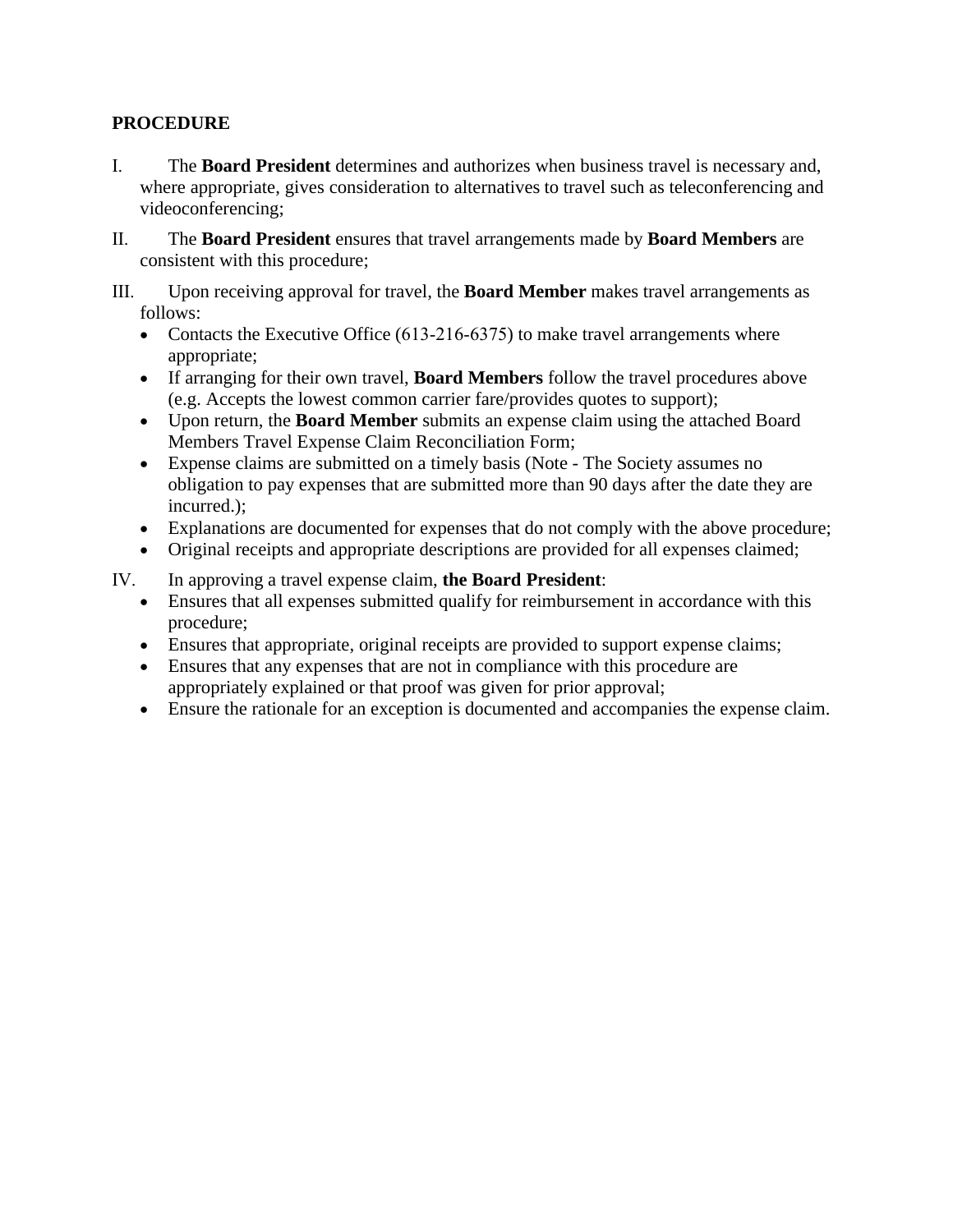**PROCEDURE**

I. The **Board President** determines and authorizes when business travel is necessary and, where appropriate, gives consideration to alternatives to travel such as teleconferencing and videoconferencing;

II. The **Board President** ensures that travel arrangements made by **Board Members** are consistent with this procedure;

III. Upon receiving approval for travel, the **Board Member** makes travel arrangements as follows:
- Contacts the Executive Office (613-216-6375) to make travel arrangements where appropriate;
- If arranging for their own travel, **Board Members** follow the travel procedures above (e.g. Accepts the lowest common carrier fare/provides quotes to support);
- Upon return, the **Board Member** submits an expense claim using the attached Board Members Travel Expense Claim Reconciliation Form;
- Expense claims are submitted on a timely basis (Note - The Society assumes no obligation to pay expenses that are submitted more than 90 days after the date they are incurred.);
- Explanations are documented for expenses that do not comply with the above procedure;
- Original receipts and appropriate descriptions are provided for all expenses claimed;

IV. In approving a travel expense claim, **the Board President**:
- Ensures that all expenses submitted qualify for reimbursement in accordance with this procedure;
- Ensures that appropriate, original receipts are provided to support expense claims;
- Ensures that any expenses that are not in compliance with this procedure are appropriately explained or that proof was given for prior approval;
- Ensure the rationale for an exception is documented and accompanies the expense claim.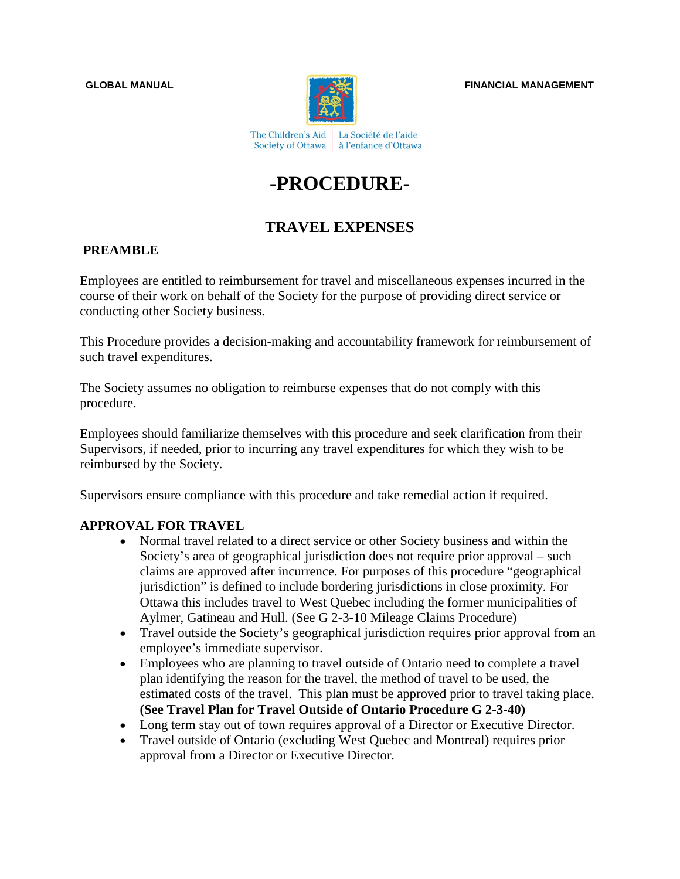# -PROCEDURE-

## TRAVEL EXPENSES

### PREAMBLE

Employees are entitled to reimbursement for travel and miscellaneous expenses incurred in the course of their work on behalf of the Society for the purpose of providing direct service or conducting other Society business.

This Procedure provides a decision-making and accountability framework for reimbursement of such travel expenditures.

The Society assumes no obligation to reimburse expenses that do not comply with this procedure.

Employees should familiarize themselves with this procedure and seek clarification from their Supervisors, if needed, prior to incurring any travel expenditures for which they wish to be reimbursed by the Society.

Supervisors ensure compliance with this procedure and take remedial action if required.

### APPROVAL FOR TRAVEL

- Normal travel related to a direct service or other Society business and within the Society's area of geographical jurisdiction does not require prior approval – such claims are approved after incurrence. For purposes of this procedure "geographical jurisdiction" is defined to include bordering jurisdictions in close proximity. For Ottawa this includes travel to West Quebec including the former municipalities of Aylmer, Gatineau and Hull. (See G 2-3-10 Mileage Claims Procedure)
- Travel outside the Society's geographical jurisdiction requires prior approval from an employee's immediate supervisor.
- Employees who are planning to travel outside of Ontario need to complete a travel plan identifying the reason for the travel, the method of travel to be used, the estimated costs of the travel. This plan must be approved prior to travel taking place. **(See Travel Plan for Travel Outside of Ontario Procedure G 2-3-40)**
- Long term stay out of town requires approval of a Director or Executive Director.
- Travel outside of Ontario (excluding West Quebec and Montreal) requires prior approval from a Director or Executive Director.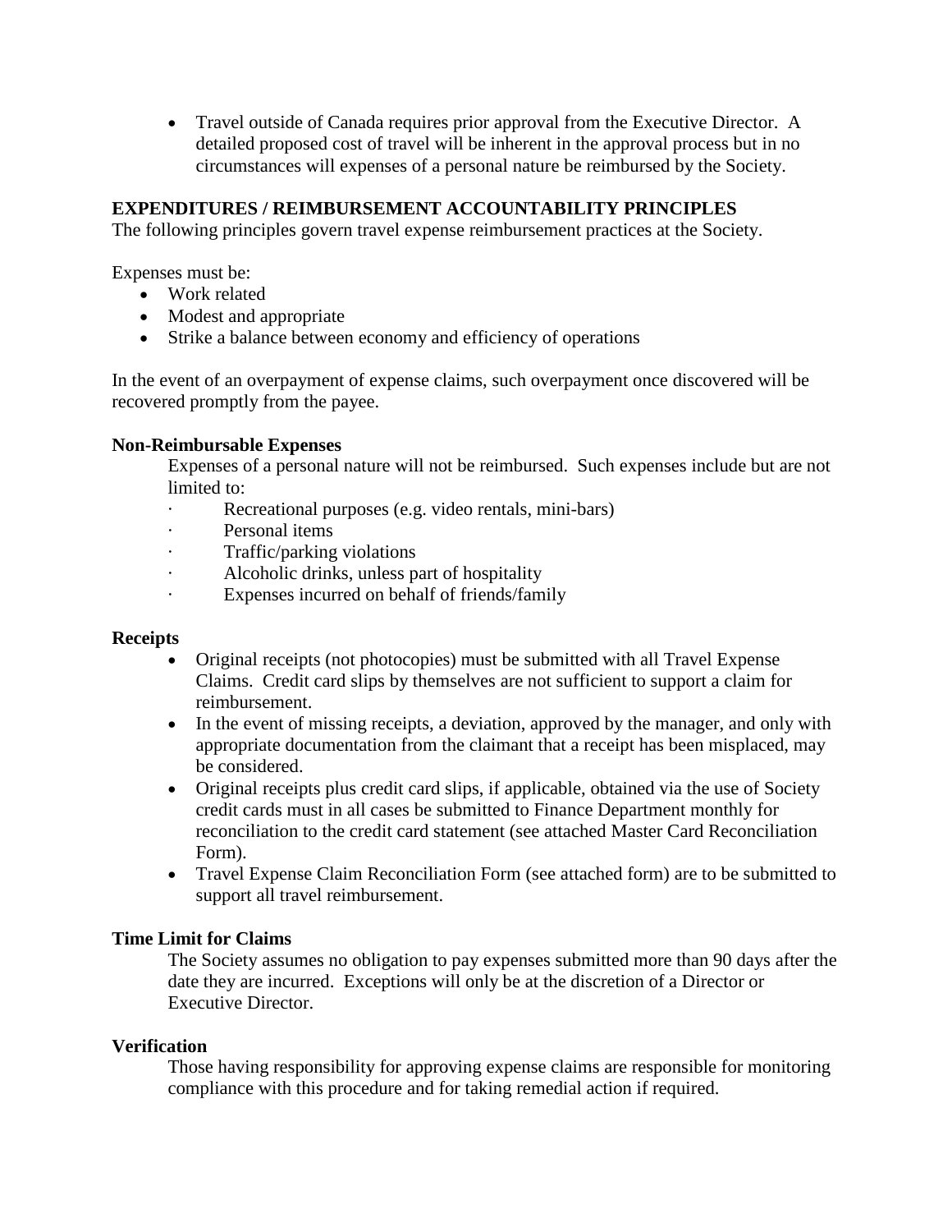- Travel outside of Canada requires prior approval from the Executive Director. A detailed proposed cost of travel will be inherent in the approval process but in no circumstances will expenses of a personal nature be reimbursed by the Society.

## EXPENDITURES / REIMBURSEMENT ACCOUNTABILITY PRINCIPLES

The following principles govern travel expense reimbursement practices at the Society.

Expenses must be:

- Work related
- Modest and appropriate
- Strike a balance between economy and efficiency of operations

In the event of an overpayment of expense claims, such overpayment once discovered will be recovered promptly from the payee.

### Non-Reimbursable Expenses

Expenses of a personal nature will not be reimbursed. Such expenses include but are not limited to:

- Recreational purposes (e.g. video rentals, mini-bars)
- Personal items
- Traffic/parking violations
- Alcoholic drinks, unless part of hospitality
- Expenses incurred on behalf of friends/family

### Receipts

- Original receipts (not photocopies) must be submitted with all Travel Expense Claims. Credit card slips by themselves are not sufficient to support a claim for reimbursement.
- In the event of missing receipts, a deviation, approved by the manager, and only with appropriate documentation from the claimant that a receipt has been misplaced, may be considered.
- Original receipts plus credit card slips, if applicable, obtained via the use of Society credit cards must in all cases be submitted to Finance Department monthly for reconciliation to the credit card statement (see attached Master Card Reconciliation Form).
- Travel Expense Claim Reconciliation Form (see attached form) are to be submitted to support all travel reimbursement.

### Time Limit for Claims

The Society assumes no obligation to pay expenses submitted more than 90 days after the date they are incurred. Exceptions will only be at the discretion of a Director or Executive Director.

### Verification

Those having responsibility for approving expense claims are responsible for monitoring compliance with this procedure and for taking remedial action if required.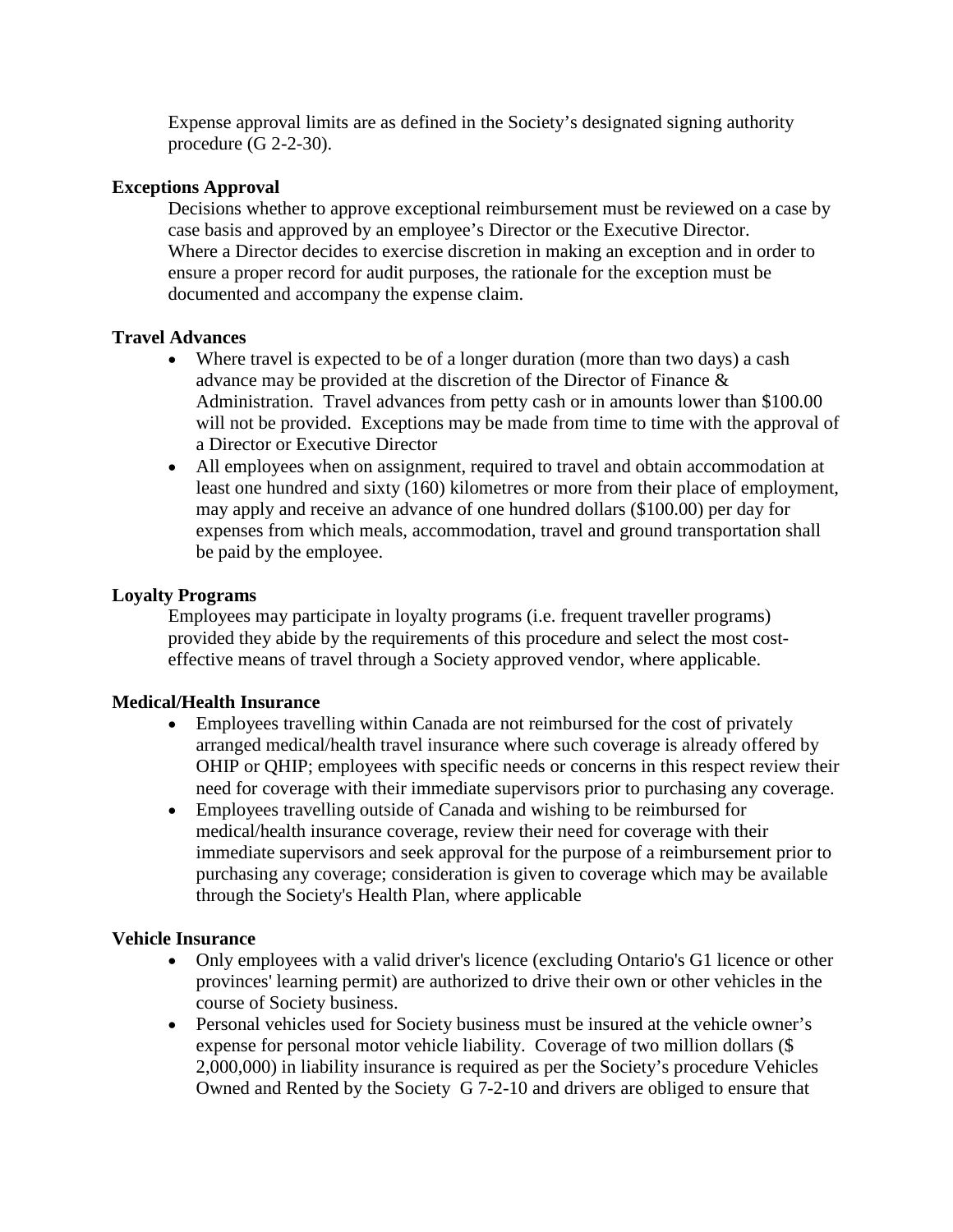Expense approval limits are as defined in the Society's designated signing authority procedure (G 2-2-30).

**Exceptions Approval**

Decisions whether to approve exceptional reimbursement must be reviewed on a case by case basis and approved by an employee's Director or the Executive Director. Where a Director decides to exercise discretion in making an exception and in order to ensure a proper record for audit purposes, the rationale for the exception must be documented and accompany the expense claim.

**Travel Advances**

- Where travel is expected to be of a longer duration (more than two days) a cash advance may be provided at the discretion of the Director of Finance & Administration. Travel advances from petty cash or in amounts lower than $100.00 will not be provided. Exceptions may be made from time to time with the approval of a Director or Executive Director
- All employees when on assignment, required to travel and obtain accommodation at least one hundred and sixty (160) kilometres or more from their place of employment, may apply and receive an advance of one hundred dollars ($100.00) per day for expenses from which meals, accommodation, travel and ground transportation shall be paid by the employee.

**Loyalty Programs**

Employees may participate in loyalty programs (i.e. frequent traveller programs) provided they abide by the requirements of this procedure and select the most cost-effective means of travel through a Society approved vendor, where applicable.

**Medical/Health Insurance**

- Employees travelling within Canada are not reimbursed for the cost of privately arranged medical/health travel insurance where such coverage is already offered by OHIP or QHIP; employees with specific needs or concerns in this respect review their need for coverage with their immediate supervisors prior to purchasing any coverage.
- Employees travelling outside of Canada and wishing to be reimbursed for medical/health insurance coverage, review their need for coverage with their immediate supervisors and seek approval for the purpose of a reimbursement prior to purchasing any coverage; consideration is given to coverage which may be available through the Society's Health Plan, where applicable

**Vehicle Insurance**

- Only employees with a valid driver's licence (excluding Ontario's G1 licence or other provinces' learning permit) are authorized to drive their own or other vehicles in the course of Society business.
- Personal vehicles used for Society business must be insured at the vehicle owner's expense for personal motor vehicle liability. Coverage of two million dollars ($ 2,000,000) in liability insurance is required as per the Society's procedure Vehicles Owned and Rented by the Society G 7-2-10 and drivers are obliged to ensure that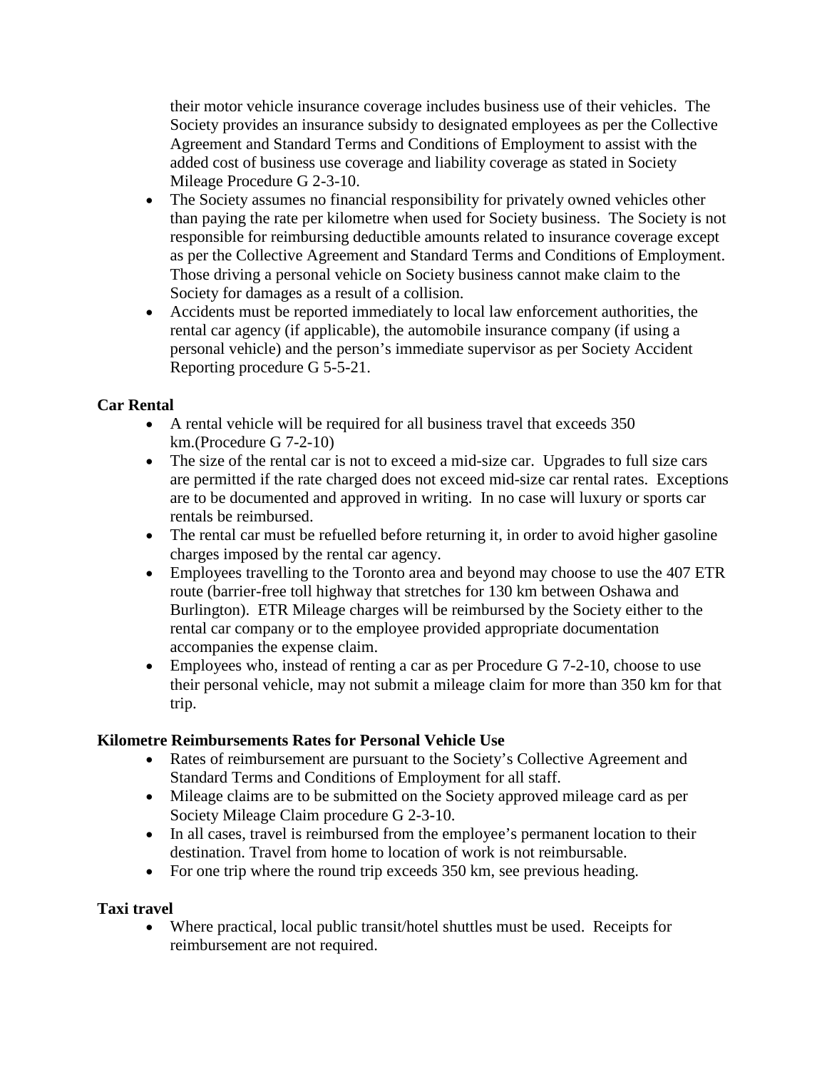their motor vehicle insurance coverage includes business use of their vehicles. The Society provides an insurance subsidy to designated employees as per the Collective Agreement and Standard Terms and Conditions of Employment to assist with the added cost of business use coverage and liability coverage as stated in Society Mileage Procedure G 2-3-10.

- The Society assumes no financial responsibility for privately owned vehicles other than paying the rate per kilometre when used for Society business. The Society is not responsible for reimbursing deductible amounts related to insurance coverage except as per the Collective Agreement and Standard Terms and Conditions of Employment. Those driving a personal vehicle on Society business cannot make claim to the Society for damages as a result of a collision.
- Accidents must be reported immediately to local law enforcement authorities, the rental car agency (if applicable), the automobile insurance company (if using a personal vehicle) and the person's immediate supervisor as per Society Accident Reporting procedure G 5-5-21.

**Car Rental**

- A rental vehicle will be required for all business travel that exceeds 350 km.(Procedure G 7-2-10)
- The size of the rental car is not to exceed a mid-size car. Upgrades to full size cars are permitted if the rate charged does not exceed mid-size car rental rates. Exceptions are to be documented and approved in writing. In no case will luxury or sports car rentals be reimbursed.
- The rental car must be refuelled before returning it, in order to avoid higher gasoline charges imposed by the rental car agency.
- Employees travelling to the Toronto area and beyond may choose to use the 407 ETR route (barrier-free toll highway that stretches for 130 km between Oshawa and Burlington). ETR Mileage charges will be reimbursed by the Society either to the rental car company or to the employee provided appropriate documentation accompanies the expense claim.
- Employees who, instead of renting a car as per Procedure G 7-2-10, choose to use their personal vehicle, may not submit a mileage claim for more than 350 km for that trip.

**Kilometre Reimbursements Rates for Personal Vehicle Use**

- Rates of reimbursement are pursuant to the Society's Collective Agreement and Standard Terms and Conditions of Employment for all staff.
- Mileage claims are to be submitted on the Society approved mileage card as per Society Mileage Claim procedure G 2-3-10.
- In all cases, travel is reimbursed from the employee's permanent location to their destination. Travel from home to location of work is not reimbursable.
- For one trip where the round trip exceeds 350 km, see previous heading.

**Taxi travel**

- Where practical, local public transit/hotel shuttles must be used. Receipts for reimbursement are not required.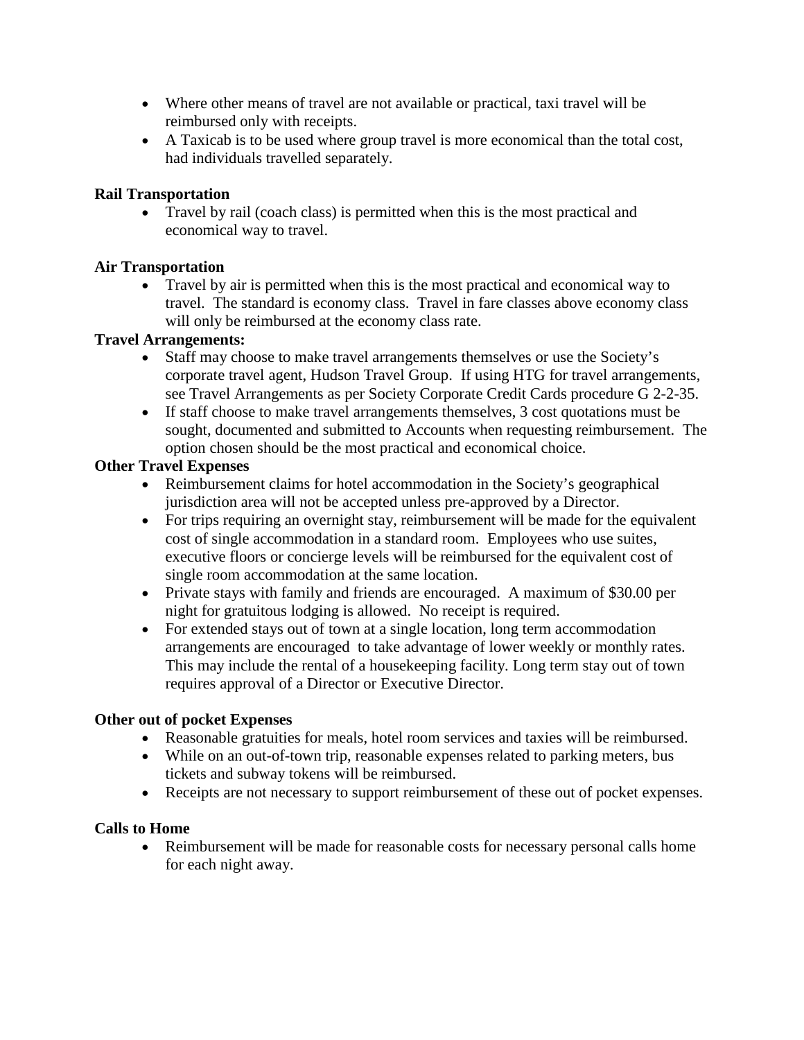- Where other means of travel are not available or practical, taxi travel will be reimbursed only with receipts.
- A Taxicab is to be used where group travel is more economical than the total cost, had individuals travelled separately.

**Rail Transportation**

- Travel by rail (coach class) is permitted when this is the most practical and economical way to travel.

**Air Transportation**

- Travel by air is permitted when this is the most practical and economical way to travel. The standard is economy class. Travel in fare classes above economy class will only be reimbursed at the economy class rate.

**Travel Arrangements:**

- Staff may choose to make travel arrangements themselves or use the Society's corporate travel agent, Hudson Travel Group. If using HTG for travel arrangements, see Travel Arrangements as per Society Corporate Credit Cards procedure G 2-2-35.
- If staff choose to make travel arrangements themselves, 3 cost quotations must be sought, documented and submitted to Accounts when requesting reimbursement. The option chosen should be the most practical and economical choice.

**Other Travel Expenses**

- Reimbursement claims for hotel accommodation in the Society's geographical jurisdiction area will not be accepted unless pre-approved by a Director.
- For trips requiring an overnight stay, reimbursement will be made for the equivalent cost of single accommodation in a standard room. Employees who use suites, executive floors or concierge levels will be reimbursed for the equivalent cost of single room accommodation at the same location.
- Private stays with family and friends are encouraged. A maximum of $30.00 per night for gratuitous lodging is allowed. No receipt is required.
- For extended stays out of town at a single location, long term accommodation arrangements are encouraged to take advantage of lower weekly or monthly rates. This may include the rental of a housekeeping facility. Long term stay out of town requires approval of a Director or Executive Director.

**Other out of pocket Expenses**

- Reasonable gratuities for meals, hotel room services and taxies will be reimbursed.
- While on an out-of-town trip, reasonable expenses related to parking meters, bus tickets and subway tokens will be reimbursed.
- Receipts are not necessary to support reimbursement of these out of pocket expenses.

**Calls to Home**

- Reimbursement will be made for reasonable costs for necessary personal calls home for each night away.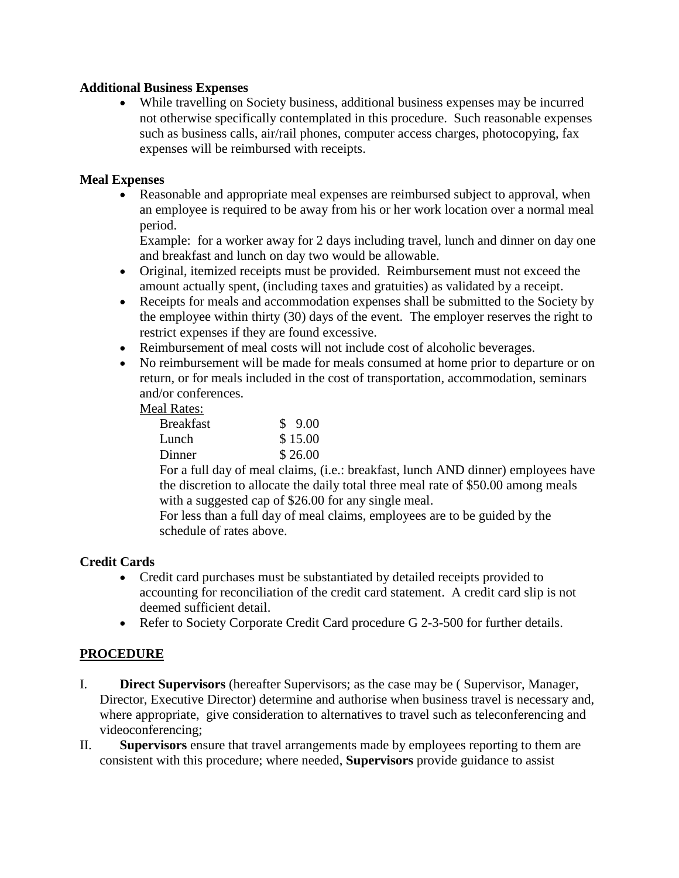**Additional Business Expenses**

- While travelling on Society business, additional business expenses may be incurred not otherwise specifically contemplated in this procedure. Such reasonable expenses such as business calls, air/rail phones, computer access charges, photocopying, fax expenses will be reimbursed with receipts.

**Meal Expenses**

- Reasonable and appropriate meal expenses are reimbursed subject to approval, when an employee is required to be away from his or her work location over a normal meal period.
  Example: for a worker away for 2 days including travel, lunch and dinner on day one and breakfast and lunch on day two would be allowable.
- Original, itemized receipts must be provided. Reimbursement must not exceed the amount actually spent, (including taxes and gratuities) as validated by a receipt.
- Receipts for meals and accommodation expenses shall be submitted to the Society by the employee within thirty (30) days of the event. The employer reserves the right to restrict expenses if they are found excessive.
- Reimbursement of meal costs will not include cost of alcoholic beverages.
- No reimbursement will be made for meals consumed at home prior to departure or on return, or for meals included in the cost of transportation, accommodation, seminars and/or conferences.

  Meal Rates:

  | | |
  |---|---|
  | Breakfast | $ 9.00 |
  | Lunch | $ 15.00 |
  | Dinner | $ 26.00 |

  For a full day of meal claims, (i.e.: breakfast, lunch AND dinner) employees have the discretion to allocate the daily total three meal rate of $50.00 among meals with a suggested cap of $26.00 for any single meal.
  For less than a full day of meal claims, employees are to be guided by the schedule of rates above.

**Credit Cards**

- Credit card purchases must be substantiated by detailed receipts provided to accounting for reconciliation of the credit card statement. A credit card slip is not deemed sufficient detail.
- Refer to Society Corporate Credit Card procedure G 2-3-500 for further details.

**PROCEDURE**

I. **Direct Supervisors** (hereafter Supervisors; as the case may be ( Supervisor, Manager, Director, Executive Director) determine and authorise when business travel is necessary and, where appropriate, give consideration to alternatives to travel such as teleconferencing and videoconferencing;

II. **Supervisors** ensure that travel arrangements made by employees reporting to them are consistent with this procedure; where needed, **Supervisors** provide guidance to assist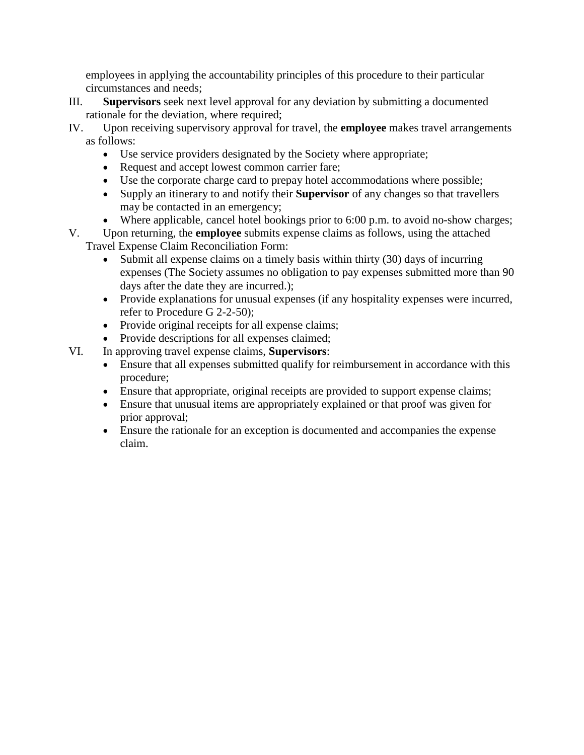employees in applying the accountability principles of this procedure to their particular circumstances and needs;

III. **Supervisors** seek next level approval for any deviation by submitting a documented rationale for the deviation, where required;

IV. Upon receiving supervisory approval for travel, the **employee** makes travel arrangements as follows:
   - Use service providers designated by the Society where appropriate;
   - Request and accept lowest common carrier fare;
   - Use the corporate charge card to prepay hotel accommodations where possible;
   - Supply an itinerary to and notify their **Supervisor** of any changes so that travellers may be contacted in an emergency;
   - Where applicable, cancel hotel bookings prior to 6:00 p.m. to avoid no-show charges;

V. Upon returning, the **employee** submits expense claims as follows, using the attached Travel Expense Claim Reconciliation Form:
   - Submit all expense claims on a timely basis within thirty (30) days of incurring expenses (The Society assumes no obligation to pay expenses submitted more than 90 days after the date they are incurred.);
   - Provide explanations for unusual expenses (if any hospitality expenses were incurred, refer to Procedure G 2-2-50);
   - Provide original receipts for all expense claims;
   - Provide descriptions for all expenses claimed;

VI. In approving travel expense claims, **Supervisors**:
   - Ensure that all expenses submitted qualify for reimbursement in accordance with this procedure;
   - Ensure that appropriate, original receipts are provided to support expense claims;
   - Ensure that unusual items are appropriately explained or that proof was given for prior approval;
   - Ensure the rationale for an exception is documented and accompanies the expense claim.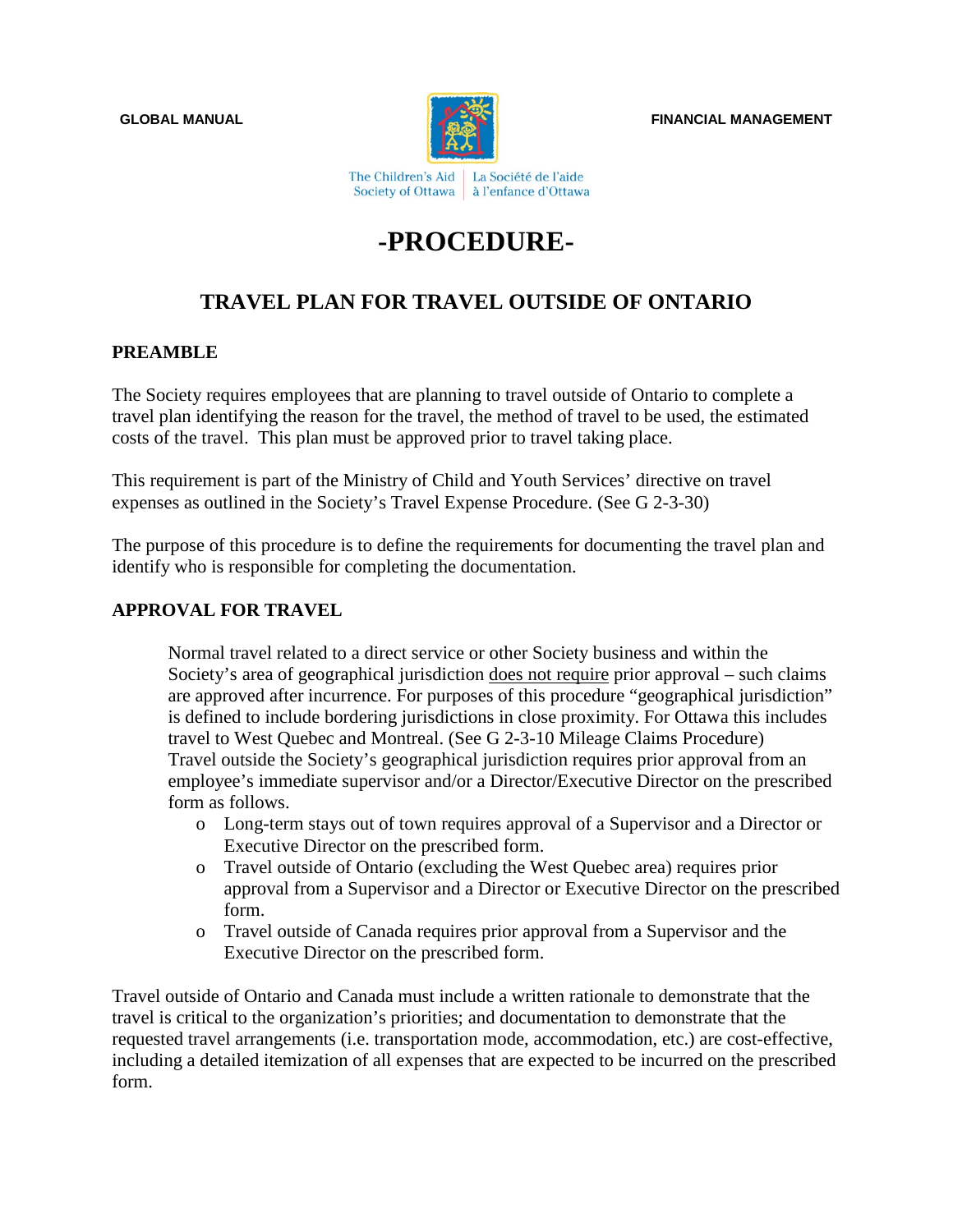GLOBAL MANUAL

FINANCIAL MANAGEMENT

The Children's Aid Society of Ottawa | La Société de l'aide à l'enfance d'Ottawa

# -PROCEDURE-

## TRAVEL PLAN FOR TRAVEL OUTSIDE OF ONTARIO

### PREAMBLE

The Society requires employees that are planning to travel outside of Ontario to complete a travel plan identifying the reason for the travel, the method of travel to be used, the estimated costs of the travel. This plan must be approved prior to travel taking place.

This requirement is part of the Ministry of Child and Youth Services' directive on travel expenses as outlined in the Society's Travel Expense Procedure. (See G 2-3-30)

The purpose of this procedure is to define the requirements for documenting the travel plan and identify who is responsible for completing the documentation.

### APPROVAL FOR TRAVEL

Normal travel related to a direct service or other Society business and within the Society's area of geographical jurisdiction does not require prior approval – such claims are approved after incurrence. For purposes of this procedure "geographical jurisdiction" is defined to include bordering jurisdictions in close proximity. For Ottawa this includes travel to West Quebec and Montreal. (See G 2-3-10 Mileage Claims Procedure) Travel outside the Society's geographical jurisdiction requires prior approval from an employee's immediate supervisor and/or a Director/Executive Director on the prescribed form as follows.

- Long-term stays out of town requires approval of a Supervisor and a Director or Executive Director on the prescribed form.
- Travel outside of Ontario (excluding the West Quebec area) requires prior approval from a Supervisor and a Director or Executive Director on the prescribed form.
- Travel outside of Canada requires prior approval from a Supervisor and the Executive Director on the prescribed form.

Travel outside of Ontario and Canada must include a written rationale to demonstrate that the travel is critical to the organization's priorities; and documentation to demonstrate that the requested travel arrangements (i.e. transportation mode, accommodation, etc.) are cost-effective, including a detailed itemization of all expenses that are expected to be incurred on the prescribed form.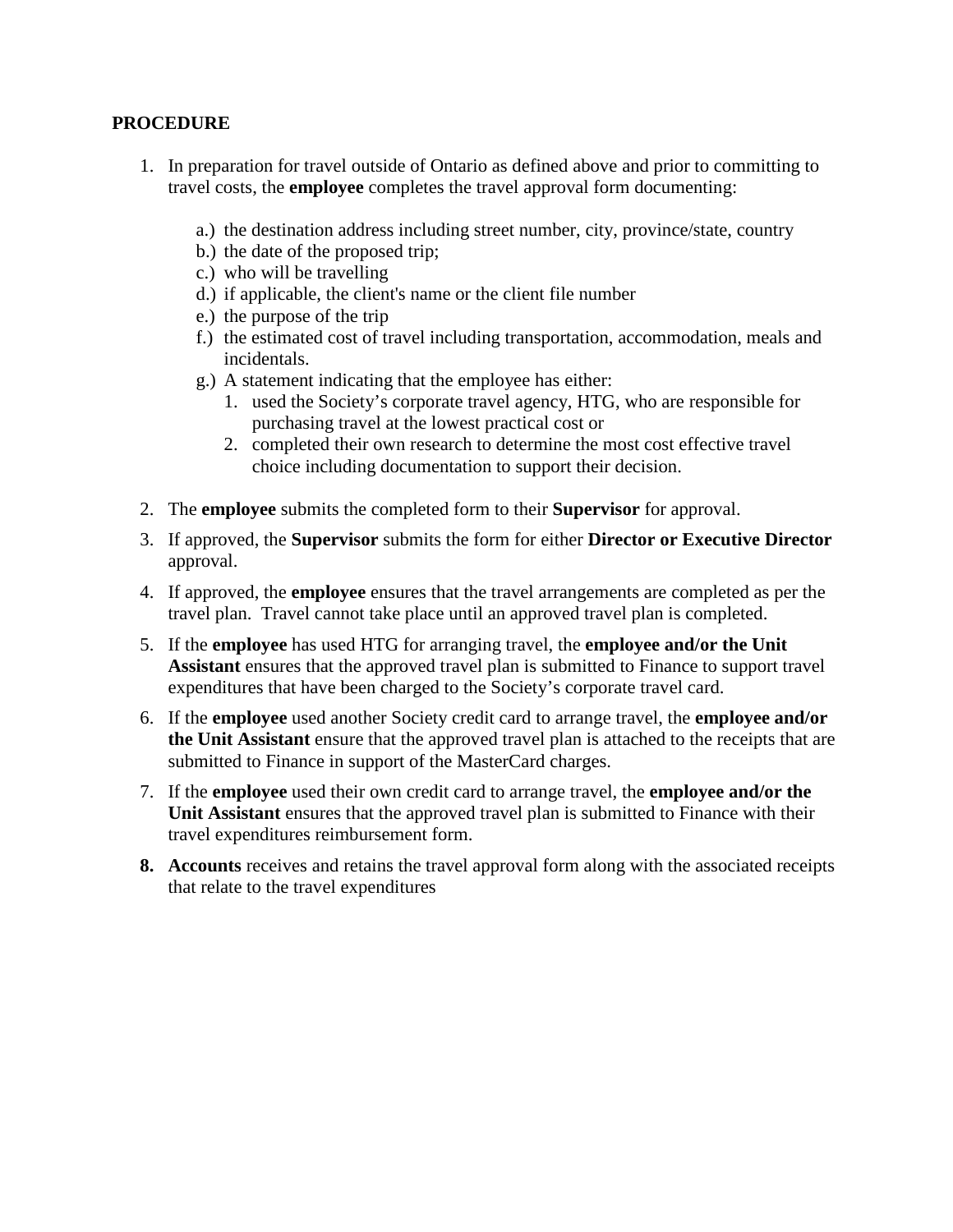**PROCEDURE**

1. In preparation for travel outside of Ontario as defined above and prior to committing to travel costs, the **employee** completes the travel approval form documenting:

   a.) the destination address including street number, city, province/state, country
   b.) the date of the proposed trip;
   c.) who will be travelling
   d.) if applicable, the client's name or the client file number
   e.) the purpose of the trip
   f.) the estimated cost of travel including transportation, accommodation, meals and incidentals.
   g.) A statement indicating that the employee has either:
      1. used the Society's corporate travel agency, HTG, who are responsible for purchasing travel at the lowest practical cost or
      2. completed their own research to determine the most cost effective travel choice including documentation to support their decision.

2. The **employee** submits the completed form to their **Supervisor** for approval.

3. If approved, the **Supervisor** submits the form for either **Director or Executive Director** approval.

4. If approved, the **employee** ensures that the travel arrangements are completed as per the travel plan. Travel cannot take place until an approved travel plan is completed.

5. If the **employee** has used HTG for arranging travel, the **employee and/or the Unit Assistant** ensures that the approved travel plan is submitted to Finance to support travel expenditures that have been charged to the Society's corporate travel card.

6. If the **employee** used another Society credit card to arrange travel, the **employee and/or the Unit Assistant** ensure that the approved travel plan is attached to the receipts that are submitted to Finance in support of the MasterCard charges.

7. If the **employee** used their own credit card to arrange travel, the **employee and/or the Unit Assistant** ensures that the approved travel plan is submitted to Finance with their travel expenditures reimbursement form.

8. **Accounts** receives and retains the travel approval form along with the associated receipts that relate to the travel expenditures